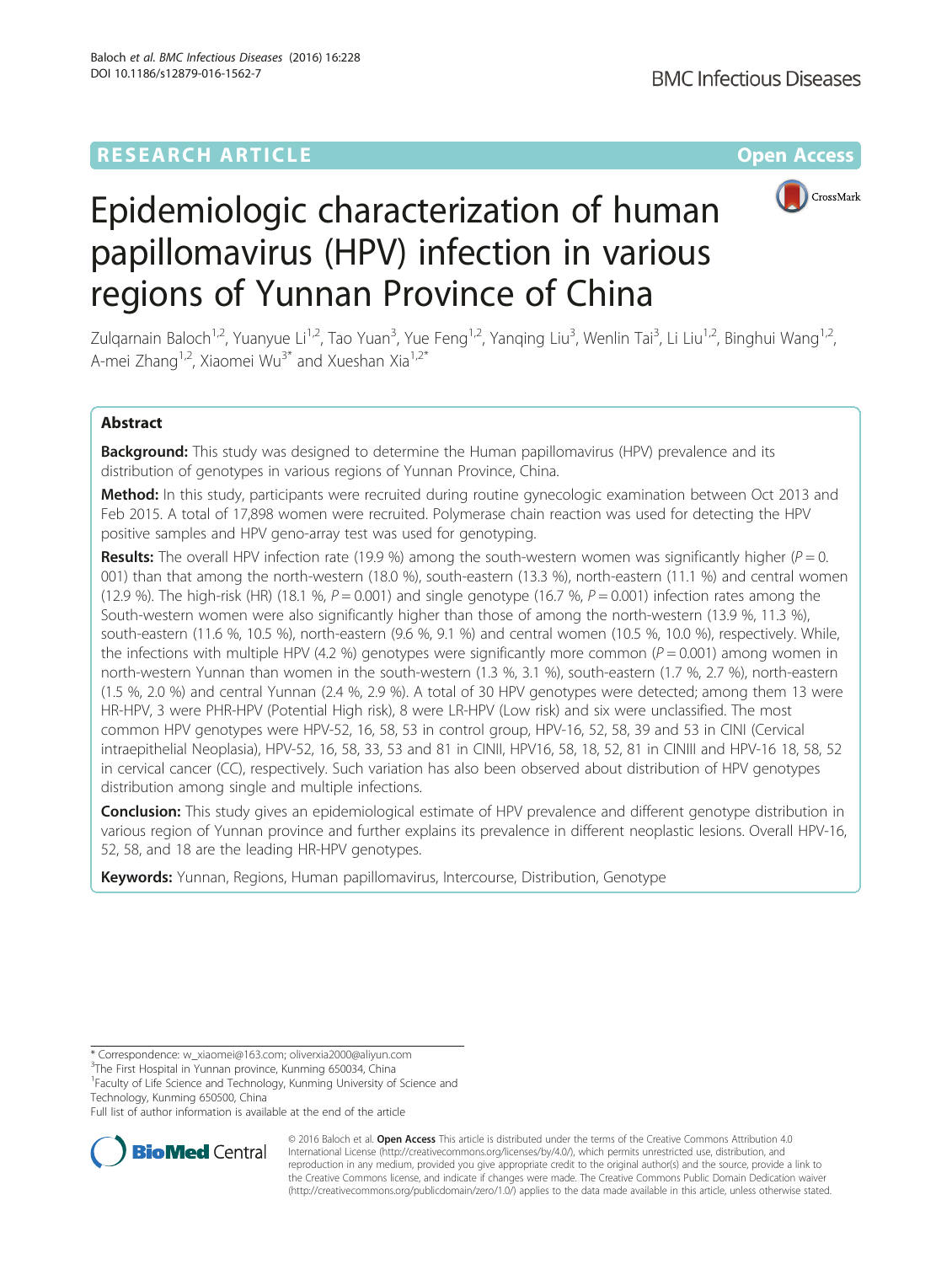RESEARCH ARTICLE

Open Access

# Epidemiologic characterization of human papillomavirus (HPV) infection in various regions of Yunnan Province of China

Zulqarnain Baloch[1,2], Yuanyue Li[1,2], Tao Yuan[3], Yue Feng[1,2], Yanqing Liu[3], Wenlin Tai[3], Li Liu[1,2], Binghui Wang[1,2], A-mei Zhang[1,2], Xiaomei Wu[3*] and Xueshan Xia[1,2*]

## Abstract

**Background:** This study was designed to determine the Human papillomavirus (HPV) prevalence and its distribution of genotypes in various regions of Yunnan Province, China.

**Method:** In this study, participants were recruited during routine gynecologic examination between Oct 2013 and Feb 2015. A total of 17,898 women were recruited. Polymerase chain reaction was used for detecting the HPV positive samples and HPV geno-array test was used for genotyping.

**Results:** The overall HPV infection rate (19.9 %) among the south-western women was significantly higher ($P = 0.001$) than that among the north-western (18.0 %), south-eastern (13.3 %), north-eastern (11.1 %) and central women (12.9 %). The high-risk (HR) (18.1 %, $P = 0.001$) and single genotype (16.7 %, $P = 0.001$) infection rates among the South-western women were also significantly higher than those of among the north-western (13.9 %, 11.3 %), south-eastern (11.6 %, 10.5 %), north-eastern (9.6 %, 9.1 %) and central women (10.5 %, 10.0 %), respectively. While, the infections with multiple HPV (4.2 %) genotypes were significantly more common ($P = 0.001$) among women in north-western Yunnan than women in the south-western (1.3 %, 3.1 %), south-eastern (1.7 %, 2.7 %), north-eastern (1.5 %, 2.0 %) and central Yunnan (2.4 %, 2.9 %). A total of 30 HPV genotypes were detected; among them 13 were HR-HPV, 3 were PHR-HPV (Potential High risk), 8 were LR-HPV (Low risk) and six were unclassified. The most common HPV genotypes were HPV-52, 16, 58, 53 in control group, HPV-16, 52, 58, 39 and 53 in CINI (Cervical intraepithelial Neoplasia), HPV-52, 16, 58, 33, 53 and 81 in CINII, HPV16, 58, 18, 52, 81 in CINIII and HPV-16 18, 58, 52 in cervical cancer (CC), respectively. Such variation has also been observed about distribution of HPV genotypes distribution among single and multiple infections.

**Conclusion:** This study gives an epidemiological estimate of HPV prevalence and different genotype distribution in various region of Yunnan province and further explains its prevalence in different neoplastic lesions. Overall HPV-16, 52, 58, and 18 are the leading HR-HPV genotypes.

**Keywords:** Yunnan, Regions, Human papillomavirus, Intercourse, Distribution, Genotype

* Correspondence: w_xiaomei@163.com; oliverxia2000@aliyun.com
[3]The First Hospital in Yunnan province, Kunming 650034, China
[1]Faculty of Life Science and Technology, Kunming University of Science and Technology, Kunming 650500, China
Full list of author information is available at the end of the article

© 2016 Baloch et al. **Open Access** This article is distributed under the terms of the Creative Commons Attribution 4.0 International License (http://creativecommons.org/licenses/by/4.0/), which permits unrestricted use, distribution, and reproduction in any medium, provided you give appropriate credit to the original author(s) and the source, provide a link to the Creative Commons license, and indicate if changes were made. The Creative Commons Public Domain Dedication waiver (http://creativecommons.org/publicdomain/zero/1.0/) applies to the data made available in this article, unless otherwise stated.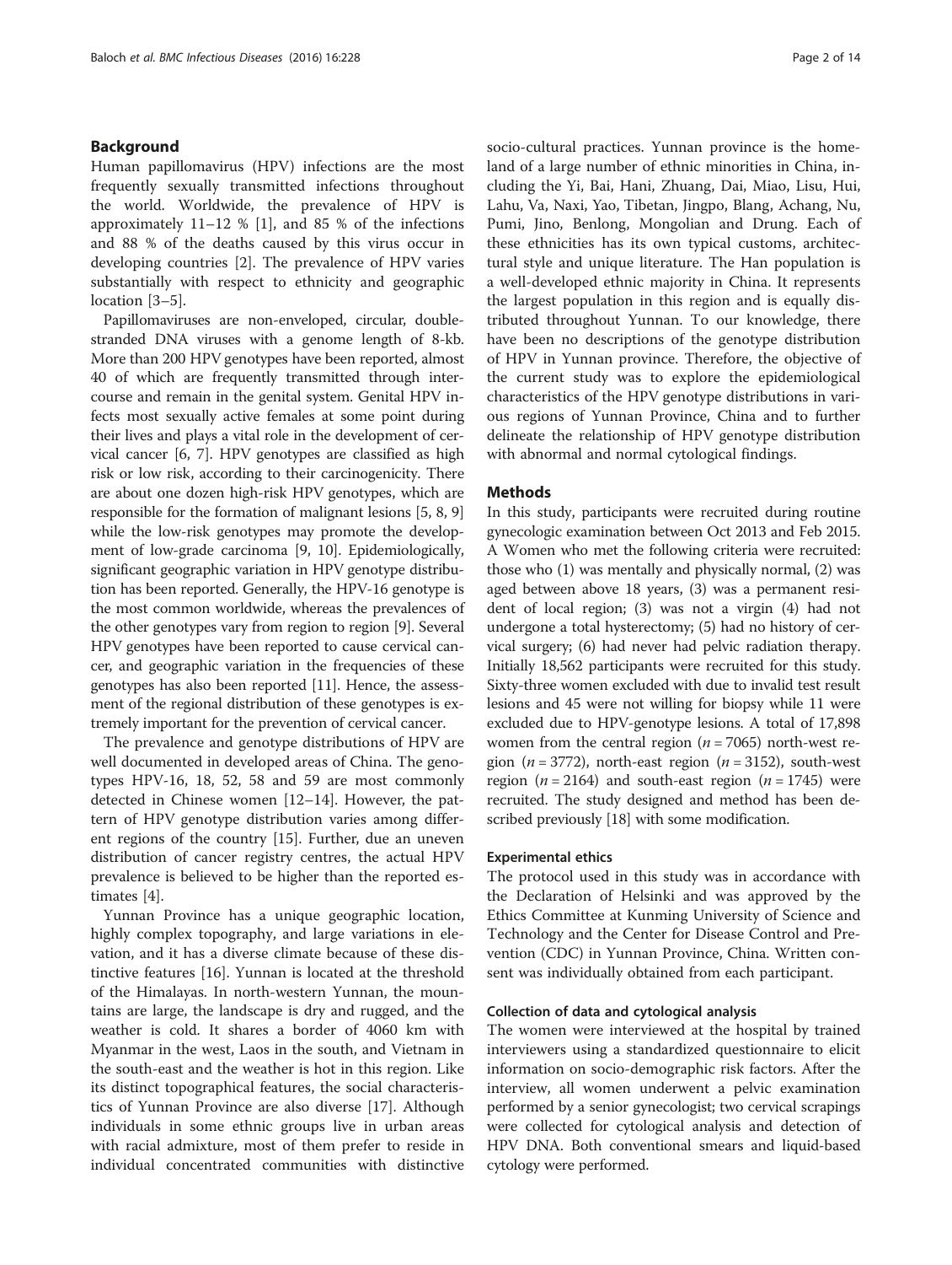## Background

Human papillomavirus (HPV) infections are the most frequently sexually transmitted infections throughout the world. Worldwide, the prevalence of HPV is approximately 11–12 % [1], and 85 % of the infections and 88 % of the deaths caused by this virus occur in developing countries [2]. The prevalence of HPV varies substantially with respect to ethnicity and geographic location [3–5].

Papillomaviruses are non-enveloped, circular, double-stranded DNA viruses with a genome length of 8-kb. More than 200 HPV genotypes have been reported, almost 40 of which are frequently transmitted through intercourse and remain in the genital system. Genital HPV infects most sexually active females at some point during their lives and plays a vital role in the development of cervical cancer [6, 7]. HPV genotypes are classified as high risk or low risk, according to their carcinogenicity. There are about one dozen high-risk HPV genotypes, which are responsible for the formation of malignant lesions [5, 8, 9] while the low-risk genotypes may promote the development of low-grade carcinoma [9, 10]. Epidemiologically, significant geographic variation in HPV genotype distribution has been reported. Generally, the HPV-16 genotype is the most common worldwide, whereas the prevalences of the other genotypes vary from region to region [9]. Several HPV genotypes have been reported to cause cervical cancer, and geographic variation in the frequencies of these genotypes has also been reported [11]. Hence, the assessment of the regional distribution of these genotypes is extremely important for the prevention of cervical cancer.

The prevalence and genotype distributions of HPV are well documented in developed areas of China. The genotypes HPV-16, 18, 52, 58 and 59 are most commonly detected in Chinese women [12–14]. However, the pattern of HPV genotype distribution varies among different regions of the country [15]. Further, due an uneven distribution of cancer registry centres, the actual HPV prevalence is believed to be higher than the reported estimates [4].

Yunnan Province has a unique geographic location, highly complex topography, and large variations in elevation, and it has a diverse climate because of these distinctive features [16]. Yunnan is located at the threshold of the Himalayas. In north-western Yunnan, the mountains are large, the landscape is dry and rugged, and the weather is cold. It shares a border of 4060 km with Myanmar in the west, Laos in the south, and Vietnam in the south-east and the weather is hot in this region. Like its distinct topographical features, the social characteristics of Yunnan Province are also diverse [17]. Although individuals in some ethnic groups live in urban areas with racial admixture, most of them prefer to reside in individual concentrated communities with distinctive socio-cultural practices. Yunnan province is the homeland of a large number of ethnic minorities in China, including the Yi, Bai, Hani, Zhuang, Dai, Miao, Lisu, Hui, Lahu, Va, Naxi, Yao, Tibetan, Jingpo, Blang, Achang, Nu, Pumi, Jino, Benlong, Mongolian and Drung. Each of these ethnicities has its own typical customs, architectural style and unique literature. The Han population is a well-developed ethnic majority in China. It represents the largest population in this region and is equally distributed throughout Yunnan. To our knowledge, there have been no descriptions of the genotype distribution of HPV in Yunnan province. Therefore, the objective of the current study was to explore the epidemiological characteristics of the HPV genotype distributions in various regions of Yunnan Province, China and to further delineate the relationship of HPV genotype distribution with abnormal and normal cytological findings.

## Methods

In this study, participants were recruited during routine gynecologic examination between Oct 2013 and Feb 2015. A Women who met the following criteria were recruited: those who (1) was mentally and physically normal, (2) was aged between above 18 years, (3) was a permanent resident of local region; (3) was not a virgin (4) had not undergone a total hysterectomy; (5) had no history of cervical surgery; (6) had never had pelvic radiation therapy. Initially 18,562 participants were recruited for this study. Sixty-three women excluded with due to invalid test result lesions and 45 were not willing for biopsy while 11 were excluded due to HPV-genotype lesions. A total of 17,898 women from the central region ($n = 7065$) north-west region ($n = 3772$), north-east region ($n = 3152$), south-west region ($n = 2164$) and south-east region ($n = 1745$) were recruited. The study designed and method has been described previously [18] with some modification.

### Experimental ethics

The protocol used in this study was in accordance with the Declaration of Helsinki and was approved by the Ethics Committee at Kunming University of Science and Technology and the Center for Disease Control and Prevention (CDC) in Yunnan Province, China. Written consent was individually obtained from each participant.

### Collection of data and cytological analysis

The women were interviewed at the hospital by trained interviewers using a standardized questionnaire to elicit information on socio-demographic risk factors. After the interview, all women underwent a pelvic examination performed by a senior gynecologist; two cervical scrapings were collected for cytological analysis and detection of HPV DNA. Both conventional smears and liquid-based cytology were performed.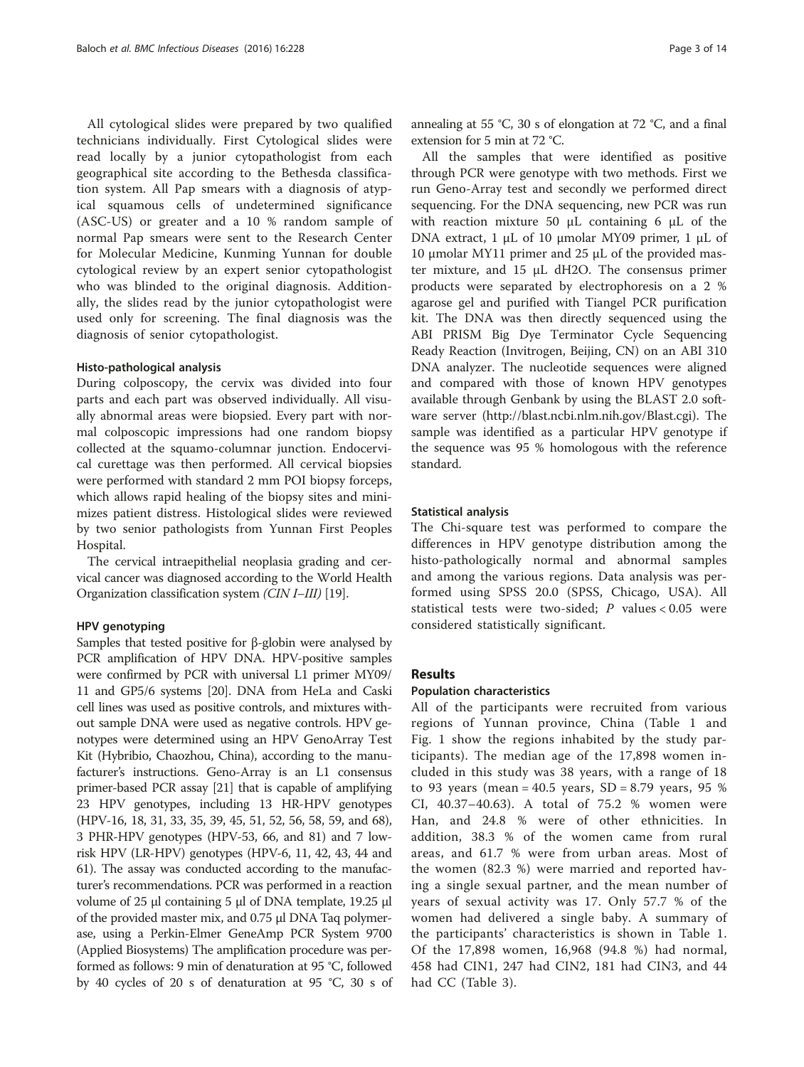All cytological slides were prepared by two qualified technicians individually. First Cytological slides were read locally by a junior cytopathologist from each geographical site according to the Bethesda classification system. All Pap smears with a diagnosis of atypical squamous cells of undetermined significance (ASC-US) or greater and a 10 % random sample of normal Pap smears were sent to the Research Center for Molecular Medicine, Kunming Yunnan for double cytological review by an expert senior cytopathologist who was blinded to the original diagnosis. Additionally, the slides read by the junior cytopathologist were used only for screening. The final diagnosis was the diagnosis of senior cytopathologist.

#### Histo-pathological analysis

During colposcopy, the cervix was divided into four parts and each part was observed individually. All visually abnormal areas were biopsied. Every part with normal colposcopic impressions had one random biopsy collected at the squamo-columnar junction. Endocervical curettage was then performed. All cervical biopsies were performed with standard 2 mm POI biopsy forceps, which allows rapid healing of the biopsy sites and minimizes patient distress. Histological slides were reviewed by two senior pathologists from Yunnan First Peoples Hospital.

The cervical intraepithelial neoplasia grading and cervical cancer was diagnosed according to the World Health Organization classification system *(CIN I–III)* [19].

#### HPV genotyping

Samples that tested positive for β-globin were analysed by PCR amplification of HPV DNA. HPV-positive samples were confirmed by PCR with universal L1 primer MY09/11 and GP5/6 systems [20]. DNA from HeLa and Caski cell lines was used as positive controls, and mixtures without sample DNA were used as negative controls. HPV genotypes were determined using an HPV GenoArray Test Kit (Hybribio, Chaozhou, China), according to the manufacturer's instructions. Geno-Array is an L1 consensus primer-based PCR assay [21] that is capable of amplifying 23 HPV genotypes, including 13 HR-HPV genotypes (HPV-16, 18, 31, 33, 35, 39, 45, 51, 52, 56, 58, 59, and 68), 3 PHR-HPV genotypes (HPV-53, 66, and 81) and 7 low-risk HPV (LR-HPV) genotypes (HPV-6, 11, 42, 43, 44 and 61). The assay was conducted according to the manufacturer's recommendations. PCR was performed in a reaction volume of 25 μl containing 5 μl of DNA template, 19.25 μl of the provided master mix, and 0.75 μl DNA Taq polymerase, using a Perkin-Elmer GeneAmp PCR System 9700 (Applied Biosystems) The amplification procedure was performed as follows: 9 min of denaturation at 95 °C, followed by 40 cycles of 20 s of denaturation at 95 °C, 30 s of annealing at 55 °C, 30 s of elongation at 72 °C, and a final extension for 5 min at 72 °C.

All the samples that were identified as positive through PCR were genotype with two methods. First we run Geno-Array test and secondly we performed direct sequencing. For the DNA sequencing, new PCR was run with reaction mixture 50 μL containing 6 μL of the DNA extract, 1 μL of 10 μmolar MY09 primer, 1 μL of 10 μmolar MY11 primer and 25 μL of the provided master mixture, and 15 μL dH2O. The consensus primer products were separated by electrophoresis on a 2 % agarose gel and purified with Tiangel PCR purification kit. The DNA was then directly sequenced using the ABI PRISM Big Dye Terminator Cycle Sequencing Ready Reaction (Invitrogen, Beijing, CN) on an ABI 310 DNA analyzer. The nucleotide sequences were aligned and compared with those of known HPV genotypes available through Genbank by using the BLAST 2.0 software server (http://blast.ncbi.nlm.nih.gov/Blast.cgi). The sample was identified as a particular HPV genotype if the sequence was 95 % homologous with the reference standard.

#### Statistical analysis

The Chi-square test was performed to compare the differences in HPV genotype distribution among the histo-pathologically normal and abnormal samples and among the various regions. Data analysis was performed using SPSS 20.0 (SPSS, Chicago, USA). All statistical tests were two-sided; $P$ values < 0.05 were considered statistically significant.

## Results

#### Population characteristics

All of the participants were recruited from various regions of Yunnan province, China (Table 1 and Fig. 1 show the regions inhabited by the study participants). The median age of the 17,898 women included in this study was 38 years, with a range of 18 to 93 years (mean = 40.5 years, SD = 8.79 years, 95 % CI, 40.37–40.63). A total of 75.2 % women were Han, and 24.8 % were of other ethnicities. In addition, 38.3 % of the women came from rural areas, and 61.7 % were from urban areas. Most of the women (82.3 %) were married and reported having a single sexual partner, and the mean number of years of sexual activity was 17. Only 57.7 % of the women had delivered a single baby. A summary of the participants' characteristics is shown in Table 1. Of the 17,898 women, 16,968 (94.8 %) had normal, 458 had CIN1, 247 had CIN2, 181 had CIN3, and 44 had CC (Table 3).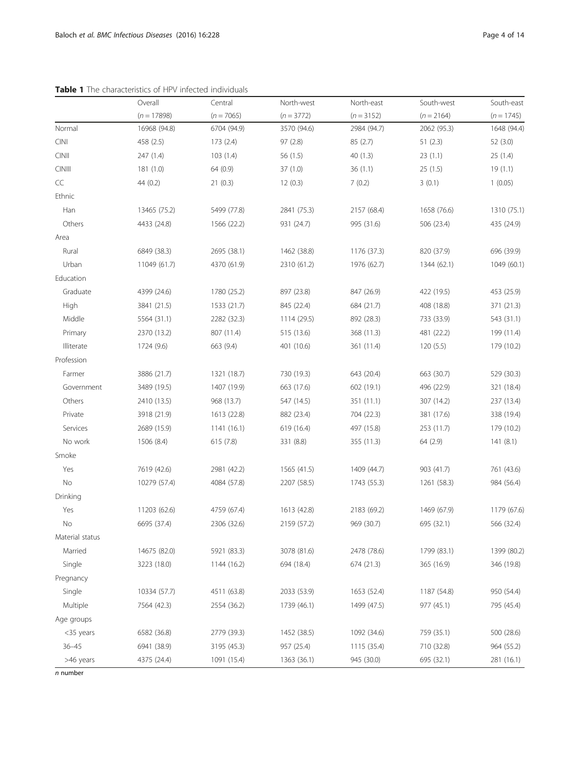**Table 1** The characteristics of HPV infected individuals

| | Overall ($n = 17898$) | Central ($n = 7065$) | North-west ($n = 3772$) | North-east ($n = 3152$) | South-west ($n = 2164$) | South-east ($n = 1745$) |
|---|---|---|---|---|---|---|
| Normal | 16968 (94.8) | 6704 (94.9) | 3570 (94.6) | 2984 (94.7) | 2062 (95.3) | 1648 (94.4) |
| CINI | 458 (2.5) | 173 (2.4) | 97 (2.8) | 85 (2.7) | 51 (2.3) | 52 (3.0) |
| CINII | 247 (1.4) | 103 (1.4) | 56 (1.5) | 40 (1.3) | 23 (1.1) | 25 (1.4) |
| CINIII | 181 (1.0) | 64 (0.9) | 37 (1.0) | 36 (1.1) | 25 (1.5) | 19 (1.1) |
| CC | 44 (0.2) | 21 (0.3) | 12 (0.3) | 7 (0.2) | 3 (0.1) | 1 (0.05) |
| Ethnic | | | | | | |
| Han | 13465 (75.2) | 5499 (77.8) | 2841 (75.3) | 2157 (68.4) | 1658 (76.6) | 1310 (75.1) |
| Others | 4433 (24.8) | 1566 (22.2) | 931 (24.7) | 995 (31.6) | 506 (23.4) | 435 (24.9) |
| Area | | | | | | |
| Rural | 6849 (38.3) | 2695 (38.1) | 1462 (38.8) | 1176 (37.3) | 820 (37.9) | 696 (39.9) |
| Urban | 11049 (61.7) | 4370 (61.9) | 2310 (61.2) | 1976 (62.7) | 1344 (62.1) | 1049 (60.1) |
| Education | | | | | | |
| Graduate | 4399 (24.6) | 1780 (25.2) | 897 (23.8) | 847 (26.9) | 422 (19.5) | 453 (25.9) |
| High | 3841 (21.5) | 1533 (21.7) | 845 (22.4) | 684 (21.7) | 408 (18.8) | 371 (21.3) |
| Middle | 5564 (31.1) | 2282 (32.3) | 1114 (29.5) | 892 (28.3) | 733 (33.9) | 543 (31.1) |
| Primary | 2370 (13.2) | 807 (11.4) | 515 (13.6) | 368 (11.3) | 481 (22.2) | 199 (11.4) |
| Illiterate | 1724 (9.6) | 663 (9.4) | 401 (10.6) | 361 (11.4) | 120 (5.5) | 179 (10.2) |
| Profession | | | | | | |
| Farmer | 3886 (21.7) | 1321 (18.7) | 730 (19.3) | 643 (20.4) | 663 (30.7) | 529 (30.3) |
| Government | 3489 (19.5) | 1407 (19.9) | 663 (17.6) | 602 (19.1) | 496 (22.9) | 321 (18.4) |
| Others | 2410 (13.5) | 968 (13.7) | 547 (14.5) | 351 (11.1) | 307 (14.2) | 237 (13.4) |
| Private | 3918 (21.9) | 1613 (22.8) | 882 (23.4) | 704 (22.3) | 381 (17.6) | 338 (19.4) |
| Services | 2689 (15.9) | 1141 (16.1) | 619 (16.4) | 497 (15.8) | 253 (11.7) | 179 (10.2) |
| No work | 1506 (8.4) | 615 (7.8) | 331 (8.8) | 355 (11.3) | 64 (2.9) | 141 (8.1) |
| Smoke | | | | | | |
| Yes | 7619 (42.6) | 2981 (42.2) | 1565 (41.5) | 1409 (44.7) | 903 (41.7) | 761 (43.6) |
| No | 10279 (57.4) | 4084 (57.8) | 2207 (58.5) | 1743 (55.3) | 1261 (58.3) | 984 (56.4) |
| Drinking | | | | | | |
| Yes | 11203 (62.6) | 4759 (67.4) | 1613 (42.8) | 2183 (69.2) | 1469 (67.9) | 1179 (67.6) |
| No | 6695 (37.4) | 2306 (32.6) | 2159 (57.2) | 969 (30.7) | 695 (32.1) | 566 (32.4) |
| Material status | | | | | | |
| Married | 14675 (82.0) | 5921 (83.3) | 3078 (81.6) | 2478 (78.6) | 1799 (83.1) | 1399 (80.2) |
| Single | 3223 (18.0) | 1144 (16.2) | 694 (18.4) | 674 (21.3) | 365 (16.9) | 346 (19.8) |
| Pregnancy | | | | | | |
| Single | 10334 (57.7) | 4511 (63.8) | 2033 (53.9) | 1653 (52.4) | 1187 (54.8) | 950 (54.4) |
| Multiple | 7564 (42.3) | 2554 (36.2) | 1739 (46.1) | 1499 (47.5) | 977 (45.1) | 795 (45.4) |
| Age groups | | | | | | |
| <35 years | 6582 (36.8) | 2779 (39.3) | 1452 (38.5) | 1092 (34.6) | 759 (35.1) | 500 (28.6) |
| 36–45 | 6941 (38.9) | 3195 (45.3) | 957 (25.4) | 1115 (35.4) | 710 (32.8) | 964 (55.2) |
| >46 years | 4375 (24.4) | 1091 (15.4) | 1363 (36.1) | 945 (30.0) | 695 (32.1) | 281 (16.1) |

*n* number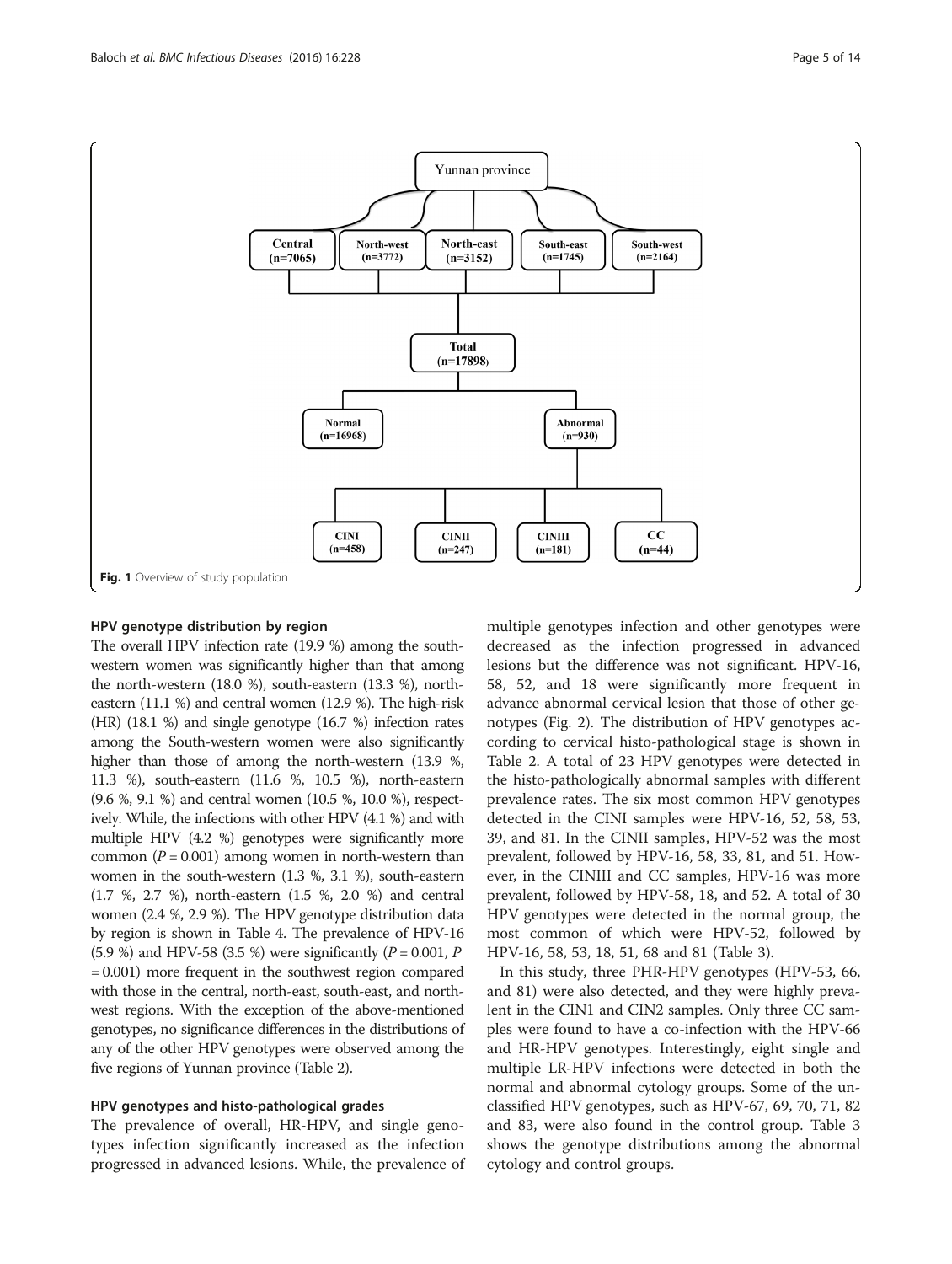Fig. 1 Overview of study population

### HPV genotype distribution by region

The overall HPV infection rate (19.9 %) among the south-western women was significantly higher than that among the north-western (18.0 %), south-eastern (13.3 %), north-eastern (11.1 %) and central women (12.9 %). The high-risk (HR) (18.1 %) and single genotype (16.7 %) infection rates among the South-western women were also significantly higher than those of among the north-western (13.9 %, 11.3 %), south-eastern (11.6 %, 10.5 %), north-eastern (9.6 %, 9.1 %) and central women (10.5 %, 10.0 %), respectively. While, the infections with other HPV (4.1 %) and with multiple HPV (4.2 %) genotypes were significantly more common ($P = 0.001$) among women in north-western than women in the south-western (1.3 %, 3.1 %), south-eastern (1.7 %, 2.7 %), north-eastern (1.5 %, 2.0 %) and central women (2.4 %, 2.9 %). The HPV genotype distribution data by region is shown in Table 4. The prevalence of HPV-16 (5.9 %) and HPV-58 (3.5 %) were significantly ($P = 0.001$, $P = 0.001$) more frequent in the southwest region compared with those in the central, north-east, south-east, and north-west regions. With the exception of the above-mentioned genotypes, no significance differences in the distributions of any of the other HPV genotypes were observed among the five regions of Yunnan province (Table 2).

### HPV genotypes and histo-pathological grades

The prevalence of overall, HR-HPV, and single genotypes infection significantly increased as the infection progressed in advanced lesions. While, the prevalence of multiple genotypes infection and other genotypes were decreased as the infection progressed in advanced lesions but the difference was not significant. HPV-16, 58, 52, and 18 were significantly more frequent in advance abnormal cervical lesion that those of other genotypes (Fig. 2). The distribution of HPV genotypes according to cervical histo-pathological stage is shown in Table 2. A total of 23 HPV genotypes were detected in the histo-pathologically abnormal samples with different prevalence rates. The six most common HPV genotypes detected in the CINI samples were HPV-16, 52, 58, 53, 39, and 81. In the CINII samples, HPV-52 was the most prevalent, followed by HPV-16, 58, 33, 81, and 51. However, in the CINIII and CC samples, HPV-16 was more prevalent, followed by HPV-58, 18, and 52. A total of 30 HPV genotypes were detected in the normal group, the most common of which were HPV-52, followed by HPV-16, 58, 53, 18, 51, 68 and 81 (Table 3).

In this study, three PHR-HPV genotypes (HPV-53, 66, and 81) were also detected, and they were highly prevalent in the CIN1 and CIN2 samples. Only three CC samples were found to have a co-infection with the HPV-66 and HR-HPV genotypes. Interestingly, eight single and multiple LR-HPV infections were detected in both the normal and abnormal cytology groups. Some of the unclassified HPV genotypes, such as HPV-67, 69, 70, 71, 82 and 83, were also found in the control group. Table 3 shows the genotype distributions among the abnormal cytology and control groups.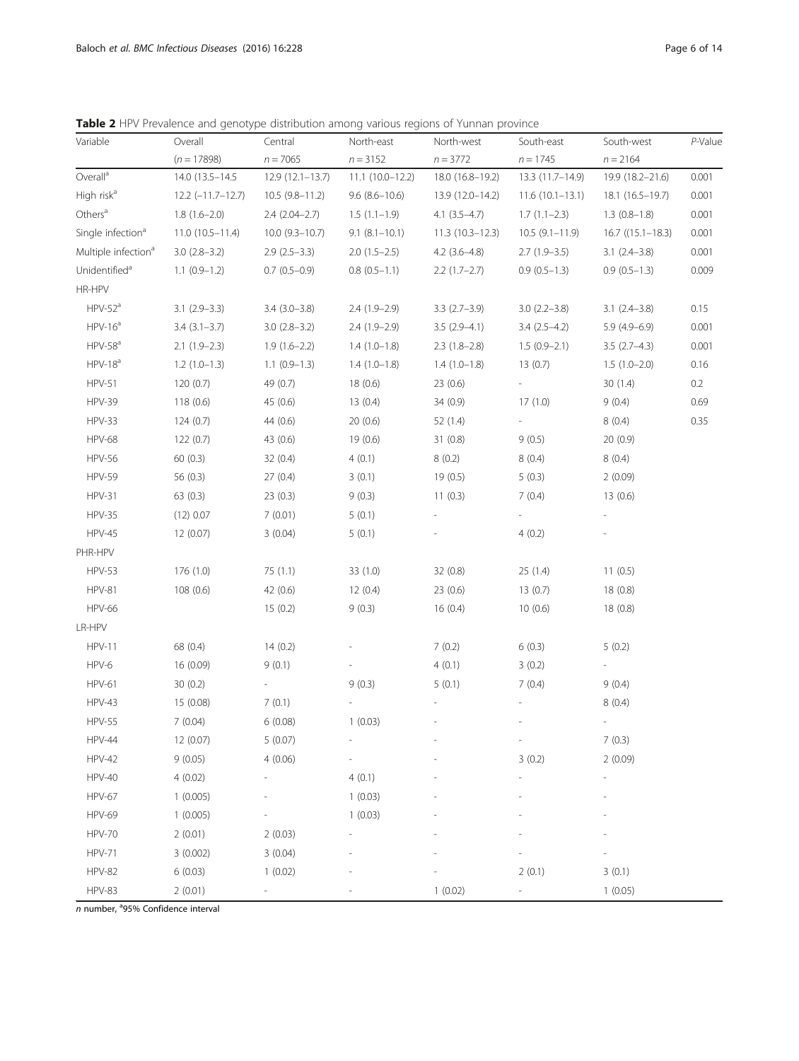**Table 2** HPV Prevalence and genotype distribution among various regions of Yunnan province

| Variable | Overall | Central | North-east | North-west | South-east | South-west | *P*-Value |
|---|---|---|---|---|---|---|---|
| | (*n* = 17898) | *n* = 7065 | *n* = 3152 | *n* = 3772 | *n* = 1745 | *n* = 2164 | |
| Overall[a] | 14.0 (13.5–14.5 | 12.9 (12.1–13.7) | 11.1 (10.0–12.2) | 18.0 (16.8–19.2) | 13.3 (11.7–14.9) | 19.9 (18.2–21.6) | 0.001 |
| High risk[a] | 12.2 (−11.7–12.7) | 10.5 (9.8–11.2) | 9.6 (8.6–10.6) | 13.9 (12.0–14.2) | 11.6 (10.1–13.1) | 18.1 (16.5–19.7) | 0.001 |
| Others[a] | 1.8 (1.6–2.0) | 2.4 (2.04–2.7) | 1.5 (1.1–1.9) | 4.1 (3.5–4.7) | 1.7 (1.1–2.3) | 1.3 (0.8–1.8) | 0.001 |
| Single infection[a] | 11.0 (10.5–11.4) | 10.0 (9.3–10.7) | 9.1 (8.1–10.1) | 11.3 (10.3–12.3) | 10.5 (9.1–11.9) | 16.7 ((15.1–18.3) | 0.001 |
| Multiple infection[a] | 3.0 (2.8–3.2) | 2.9 (2.5–3.3) | 2.0 (1.5–2.5) | 4.2 (3.6–4.8) | 2.7 (1.9–3.5) | 3.1 (2.4–3.8) | 0.001 |
| Unidentified[a] | 1.1 (0.9–1.2) | 0.7 (0.5–0.9) | 0.8 (0.5–1.1) | 2.2 (1.7–2.7) | 0.9 (0.5–1.3) | 0.9 (0.5–1.3) | 0.009 |
| HR-HPV | | | | | | | |
| HPV-52[a] | 3.1 (2.9–3.3) | 3.4 (3.0–3.8) | 2.4 (1.9–2.9) | 3.3 (2.7–3.9) | 3.0 (2.2–3.8) | 3.1 (2.4–3.8) | 0.15 |
| HPV-16[a] | 3.4 (3.1–3.7) | 3.0 (2.8–3.2) | 2.4 (1.9–2.9) | 3.5 (2.9–4.1) | 3.4 (2.5–4.2) | 5.9 (4.9–6.9) | 0.001 |
| HPV-58[a] | 2.1 (1.9–2.3) | 1.9 (1.6–2.2) | 1.4 (1.0–1.8) | 2.3 (1.8–2.8) | 1.5 (0.9–2.1) | 3.5 (2.7–4.3) | 0.001 |
| HPV-18[a] | 1.2 (1.0–1.3) | 1.1 (0.9–1.3) | 1.4 (1.0–1.8) | 1.4 (1.0–1.8) | 13 (0.7) | 1.5 (1.0–2.0) | 0.16 |
| HPV-51 | 120 (0.7) | 49 (0.7) | 18 (0.6) | 23 (0.6) | - | 30 (1.4) | 0.2 |
| HPV-39 | 118 (0.6) | 45 (0.6) | 13 (0.4) | 34 (0.9) | 17 (1.0) | 9 (0.4) | 0.69 |
| HPV-33 | 124 (0.7) | 44 (0.6) | 20 (0.6) | 52 (1.4) | - | 8 (0.4) | 0.35 |
| HPV-68 | 122 (0.7) | 43 (0.6) | 19 (0.6) | 31 (0.8) | 9 (0.5) | 20 (0.9) | |
| HPV-56 | 60 (0.3) | 32 (0.4) | 4 (0.1) | 8 (0.2) | 8 (0.4) | 8 (0.4) | |
| HPV-59 | 56 (0.3) | 27 (0.4) | 3 (0.1) | 19 (0.5) | 5 (0.3) | 2 (0.09) | |
| HPV-31 | 63 (0.3) | 23 (0.3) | 9 (0.3) | 11 (0.3) | 7 (0.4) | 13 (0.6) | |
| HPV-35 | (12) 0.07 | 7 (0.01) | 5 (0.1) | - | - | - | |
| HPV-45 | 12 (0.07) | 3 (0.04) | 5 (0.1) | - | 4 (0.2) | - | |
| PHR-HPV | | | | | | | |
| HPV-53 | 176 (1.0) | 75 (1.1) | 33 (1.0) | 32 (0.8) | 25 (1.4) | 11 (0.5) | |
| HPV-81 | 108 (0.6) | 42 (0.6) | 12 (0.4) | 23 (0.6) | 13 (0.7) | 18 (0.8) | |
| HPV-66 | | 15 (0.2) | 9 (0.3) | 16 (0.4) | 10 (0.6) | 18 (0.8) | |
| LR-HPV | | | | | | | |
| HPV-11 | 68 (0.4) | 14 (0.2) | - | 7 (0.2) | 6 (0.3) | 5 (0.2) | |
| HPV-6 | 16 (0.09) | 9 (0.1) | - | 4 (0.1) | 3 (0.2) | - | |
| HPV-61 | 30 (0.2) | - | 9 (0.3) | 5 (0.1) | 7 (0.4) | 9 (0.4) | |
| HPV-43 | 15 (0.08) | 7 (0.1) | - | - | - | 8 (0.4) | |
| HPV-55 | 7 (0.04) | 6 (0.08) | 1 (0.03) | - | - | - | |
| HPV-44 | 12 (0.07) | 5 (0.07) | - | - | - | 7 (0.3) | |
| HPV-42 | 9 (0.05) | 4 (0.06) | - | - | 3 (0.2) | 2 (0.09) | |
| HPV-40 | 4 (0.02) | - | 4 (0.1) | - | - | - | |
| HPV-67 | 1 (0.005) | - | 1 (0.03) | - | - | - | |
| HPV-69 | 1 (0.005) | - | 1 (0.03) | - | - | - | |
| HPV-70 | 2 (0.01) | 2 (0.03) | - | - | - | - | |
| HPV-71 | 3 (0.002) | 3 (0.04) | - | - | - | - | |
| HPV-82 | 6 (0.03) | 1 (0.02) | - | - | 2 (0.1) | 3 (0.1) | |
| HPV-83 | 2 (0.01) | - | - | 1 (0.02) | - | 1 (0.05) | |

*n* number, [a]95% Confidence interval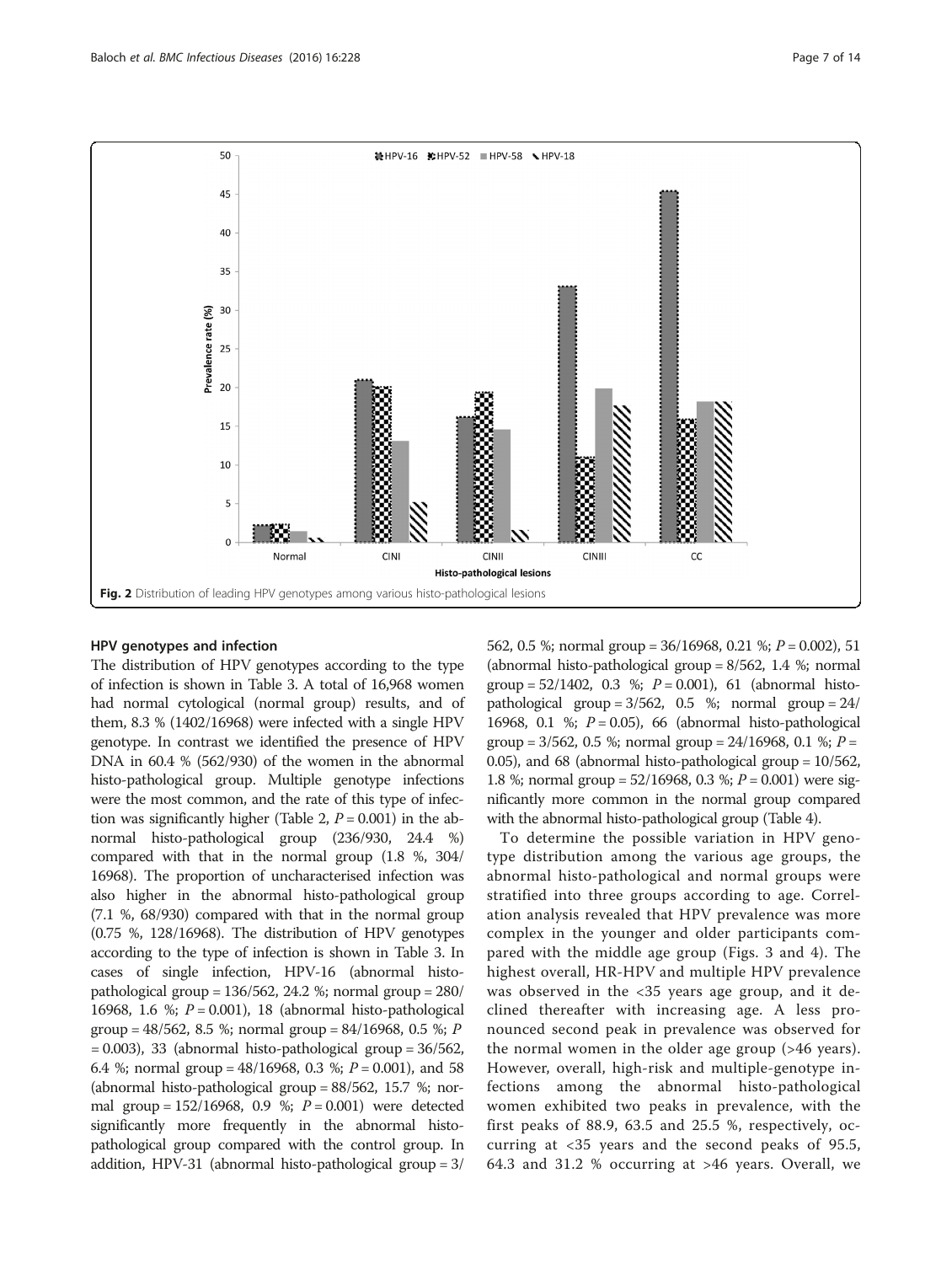Fig. 2 Distribution of leading HPV genotypes among various histo-pathological lesions

### HPV genotypes and infection

The distribution of HPV genotypes according to the type of infection is shown in Table 3. A total of 16,968 women had normal cytological (normal group) results, and of them, 8.3 % (1402/16968) were infected with a single HPV genotype. In contrast we identified the presence of HPV DNA in 60.4 % (562/930) of the women in the abnormal histo-pathological group. Multiple genotype infections were the most common, and the rate of this type of infection was significantly higher (Table 2, $P = 0.001$) in the abnormal histo-pathological group (236/930, 24.4 %) compared with that in the normal group (1.8 %, 304/16968). The proportion of uncharacterised infection was also higher in the abnormal histo-pathological group (7.1 %, 68/930) compared with that in the normal group (0.75 %, 128/16968). The distribution of HPV genotypes according to the type of infection is shown in Table 3. In cases of single infection, HPV-16 (abnormal histo-pathological group = 136/562, 24.2 %; normal group = 280/16968, 1.6 %; $P = 0.001$), 18 (abnormal histo-pathological group = 48/562, 8.5 %; normal group = 84/16968, 0.5 %; $P = 0.003$), 33 (abnormal histo-pathological group = 36/562, 6.4 %; normal group = 48/16968, 0.3 %; $P = 0.001$), and 58 (abnormal histo-pathological group = 88/562, 15.7 %; normal group = 152/16968, 0.9 %; $P = 0.001$) were detected significantly more frequently in the abnormal histo-pathological group compared with the control group. In addition, HPV-31 (abnormal histo-pathological group = 3/562, 0.5 %; normal group = 36/16968, 0.21 %; $P = 0.002$), 51 (abnormal histo-pathological group = 8/562, 1.4 %; normal group = 52/1402, 0.3 %; $P = 0.001$), 61 (abnormal histo-pathological group = 3/562, 0.5 %; normal group = 24/16968, 0.1 %; $P = 0.05$), 66 (abnormal histo-pathological group = 3/562, 0.5 %; normal group = 24/16968, 0.1 %; $P = 0.05$), and 68 (abnormal histo-pathological group = 10/562, 1.8 %; normal group = 52/16968, 0.3 %; $P = 0.001$) were significantly more common in the normal group compared with the abnormal histo-pathological group (Table 4).

To determine the possible variation in HPV genotype distribution among the various age groups, the abnormal histo-pathological and normal groups were stratified into three groups according to age. Correlation analysis revealed that HPV prevalence was more complex in the younger and older participants compared with the middle age group (Figs. 3 and 4). The highest overall, HR-HPV and multiple HPV prevalence was observed in the <35 years age group, and it declined thereafter with increasing age. A less pronounced second peak in prevalence was observed for the normal women in the older age group (>46 years). However, overall, high-risk and multiple-genotype infections among the abnormal histo-pathological women exhibited two peaks in prevalence, with the first peaks of 88.9, 63.5 and 25.5 %, respectively, occurring at <35 years and the second peaks of 95.5, 64.3 and 31.2 % occurring at >46 years. Overall, we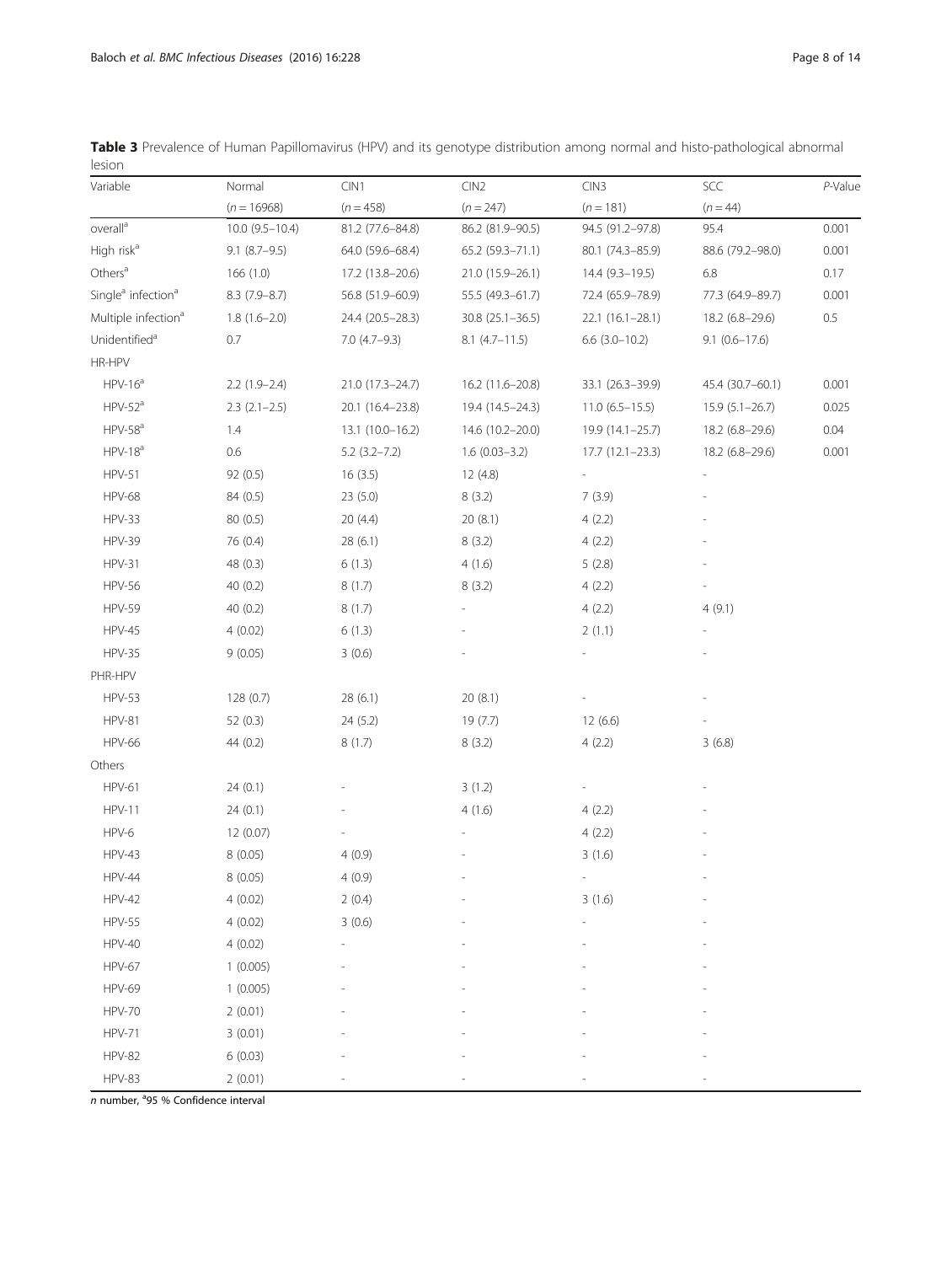**Table 3** Prevalence of Human Papillomavirus (HPV) and its genotype distribution among normal and histo-pathological abnormal lesion

| Variable | Normal | CIN1 | CIN2 | CIN3 | SCC | *P*-Value |
|---|---|---|---|---|---|---|
| | (*n* = 16968) | (*n* = 458) | (*n* = 247) | (*n* = 181) | (*n* = 44) | |
| overall[a] | 10.0 (9.5–10.4) | 81.2 (77.6–84.8) | 86.2 (81.9–90.5) | 94.5 (91.2–97.8) | 95.4 | 0.001 |
| High risk[a] | 9.1 (8.7–9.5) | 64.0 (59.6–68.4) | 65.2 (59.3–71.1) | 80.1 (74.3–85.9) | 88.6 (79.2–98.0) | 0.001 |
| Others[a] | 166 (1.0) | 17.2 (13.8–20.6) | 21.0 (15.9–26.1) | 14.4 (9.3–19.5) | 6.8 | 0.17 |
| Single[a] infection[a] | 8.3 (7.9–8.7) | 56.8 (51.9–60.9) | 55.5 (49.3–61.7) | 72.4 (65.9–78.9) | 77.3 (64.9–89.7) | 0.001 |
| Multiple infection[a] | 1.8 (1.6–2.0) | 24.4 (20.5–28.3) | 30.8 (25.1–36.5) | 22.1 (16.1–28.1) | 18.2 (6.8–29.6) | 0.5 |
| Unidentified[a] | 0.7 | 7.0 (4.7–9.3) | 8.1 (4.7–11.5) | 6.6 (3.0–10.2) | 9.1 (0.6–17.6) | |
| HR-HPV | | | | | | |
| HPV-16[a] | 2.2 (1.9–2.4) | 21.0 (17.3–24.7) | 16.2 (11.6–20.8) | 33.1 (26.3–39.9) | 45.4 (30.7–60.1) | 0.001 |
| HPV-52[a] | 2.3 (2.1–2.5) | 20.1 (16.4–23.8) | 19.4 (14.5–24.3) | 11.0 (6.5–15.5) | 15.9 (5.1–26.7) | 0.025 |
| HPV-58[a] | 1.4 | 13.1 (10.0–16.2) | 14.6 (10.2–20.0) | 19.9 (14.1–25.7) | 18.2 (6.8–29.6) | 0.04 |
| HPV-18[a] | 0.6 | 5.2 (3.2–7.2) | 1.6 (0.03–3.2) | 17.7 (12.1–23.3) | 18.2 (6.8–29.6) | 0.001 |
| HPV-51 | 92 (0.5) | 16 (3.5) | 12 (4.8) | - | - | |
| HPV-68 | 84 (0.5) | 23 (5.0) | 8 (3.2) | 7 (3.9) | - | |
| HPV-33 | 80 (0.5) | 20 (4.4) | 20 (8.1) | 4 (2.2) | - | |
| HPV-39 | 76 (0.4) | 28 (6.1) | 8 (3.2) | 4 (2.2) | - | |
| HPV-31 | 48 (0.3) | 6 (1.3) | 4 (1.6) | 5 (2.8) | - | |
| HPV-56 | 40 (0.2) | 8 (1.7) | 8 (3.2) | 4 (2.2) | - | |
| HPV-59 | 40 (0.2) | 8 (1.7) | - | 4 (2.2) | 4 (9.1) | |
| HPV-45 | 4 (0.02) | 6 (1.3) | - | 2 (1.1) | - | |
| HPV-35 | 9 (0.05) | 3 (0.6) | - | - | - | |
| PHR-HPV | | | | | | |
| HPV-53 | 128 (0.7) | 28 (6.1) | 20 (8.1) | - | - | |
| HPV-81 | 52 (0.3) | 24 (5.2) | 19 (7.7) | 12 (6.6) | - | |
| HPV-66 | 44 (0.2) | 8 (1.7) | 8 (3.2) | 4 (2.2) | 3 (6.8) | |
| Others | | | | | | |
| HPV-61 | 24 (0.1) | - | 3 (1.2) | - | - | |
| HPV-11 | 24 (0.1) | - | 4 (1.6) | 4 (2.2) | - | |
| HPV-6 | 12 (0.07) | - | - | 4 (2.2) | - | |
| HPV-43 | 8 (0.05) | 4 (0.9) | - | 3 (1.6) | - | |
| HPV-44 | 8 (0.05) | 4 (0.9) | - | - | - | |
| HPV-42 | 4 (0.02) | 2 (0.4) | - | 3 (1.6) | - | |
| HPV-55 | 4 (0.02) | 3 (0.6) | - | - | - | |
| HPV-40 | 4 (0.02) | - | - | - | - | |
| HPV-67 | 1 (0.005) | - | - | - | - | |
| HPV-69 | 1 (0.005) | - | - | - | - | |
| HPV-70 | 2 (0.01) | - | - | - | - | |
| HPV-71 | 3 (0.01) | - | - | - | - | |
| HPV-82 | 6 (0.03) | - | - | - | - | |
| HPV-83 | 2 (0.01) | - | - | - | - | |

*n* number, [a]95 % Confidence interval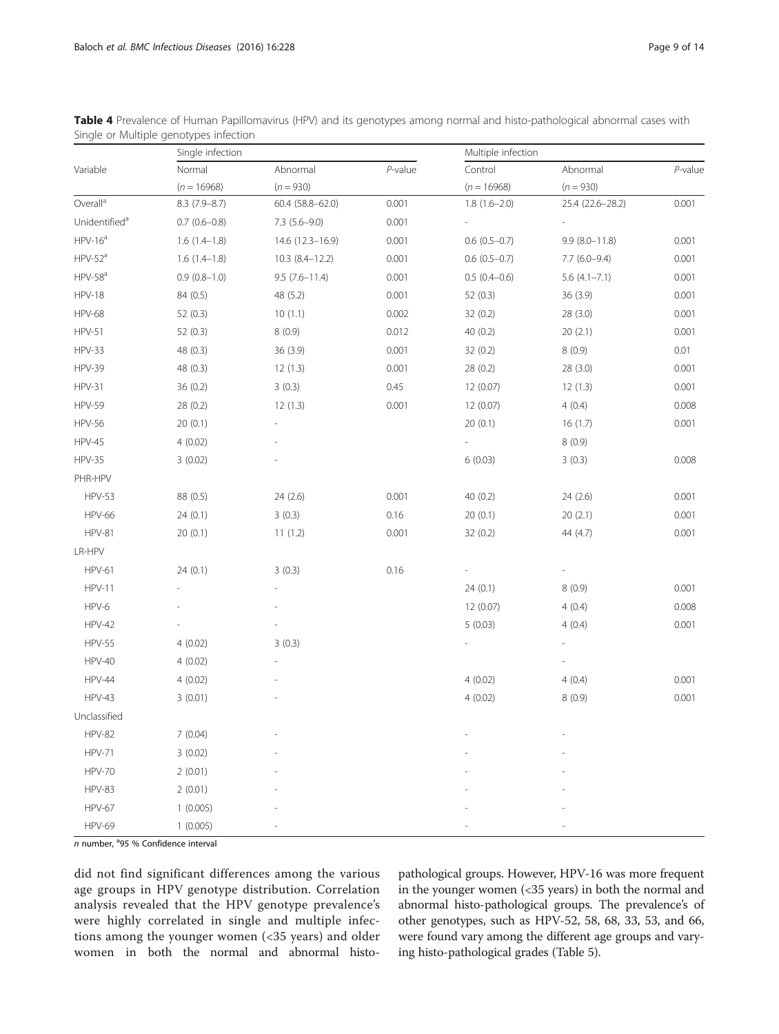**Table 4** Prevalence of Human Papillomavirus (HPV) and its genotypes among normal and histo-pathological abnormal cases with Single or Multiple genotypes infection

| Variable | Single infection | | | Multiple infection | | |
|---|---|---|---|---|---|---|
| | Normal | Abnormal | *P*-value | Control | Abnormal | *P*-value |
| | (*n* = 16968) | (*n* = 930) | | (*n* = 16968) | (*n* = 930) | |
| Overall[a] | 8.3 (7.9–8.7) | 60.4 (58.8–62.0) | 0.001 | 1.8 (1.6–2.0) | 25.4 (22.6–28.2) | 0.001 |
| Unidentified[a] | 0.7 (0.6–0.8) | 7.3 (5.6–9.0) | 0.001 | - | - | |
| HPV-16[a] | 1.6 (1.4–1.8) | 14.6 (12.3–16.9) | 0.001 | 0.6 (0.5–0.7) | 9.9 (8.0–11.8) | 0.001 |
| HPV-52[a] | 1.6 (1.4–1.8) | 10.3 (8.4–12.2) | 0.001 | 0.6 (0.5–0.7) | 7.7 (6.0–9.4) | 0.001 |
| HPV-58[a] | 0.9 (0.8–1.0) | 9.5 (7.6–11.4) | 0.001 | 0.5 (0.4–0.6) | 5.6 (4.1–7.1) | 0.001 |
| HPV-18 | 84 (0.5) | 48 (5.2) | 0.001 | 52 (0.3) | 36 (3.9) | 0.001 |
| HPV-68 | 52 (0.3) | 10 (1.1) | 0.002 | 32 (0.2) | 28 (3.0) | 0.001 |
| HPV-51 | 52 (0.3) | 8 (0.9) | 0.012 | 40 (0.2) | 20 (2.1) | 0.001 |
| HPV-33 | 48 (0.3) | 36 (3.9) | 0.001 | 32 (0.2) | 8 (0.9) | 0.01 |
| HPV-39 | 48 (0.3) | 12 (1.3) | 0.001 | 28 (0.2) | 28 (3.0) | 0.001 |
| HPV-31 | 36 (0.2) | 3 (0.3) | 0.45 | 12 (0.07) | 12 (1.3) | 0.001 |
| HPV-59 | 28 (0.2) | 12 (1.3) | 0.001 | 12 (0.07) | 4 (0.4) | 0.008 |
| HPV-56 | 20 (0.1) | - | | 20 (0.1) | 16 (1.7) | 0.001 |
| HPV-45 | 4 (0.02) | - | | - | 8 (0.9) | |
| HPV-35 | 3 (0.02) | - | | 6 (0.03) | 3 (0.3) | 0.008 |
| PHR-HPV | | | | | | |
| HPV-53 | 88 (0.5) | 24 (2.6) | 0.001 | 40 (0.2) | 24 (2.6) | 0.001 |
| HPV-66 | 24 (0.1) | 3 (0.3) | 0.16 | 20 (0.1) | 20 (2.1) | 0.001 |
| HPV-81 | 20 (0.1) | 11 (1.2) | 0.001 | 32 (0.2) | 44 (4.7) | 0.001 |
| LR-HPV | | | | | | |
| HPV-61 | 24 (0.1) | 3 (0.3) | 0.16 | - | - | |
| HPV-11 | - | - | | 24 (0.1) | 8 (0.9) | 0.001 |
| HPV-6 | - | - | | 12 (0.07) | 4 (0.4) | 0.008 |
| HPV-42 | - | - | | 5 (0.03) | 4 (0.4) | 0.001 |
| HPV-55 | 4 (0.02) | 3 (0.3) | | - | - | |
| HPV-40 | 4 (0.02) | - | | | - | |
| HPV-44 | 4 (0.02) | - | | 4 (0.02) | 4 (0.4) | 0.001 |
| HPV-43 | 3 (0.01) | - | | 4 (0.02) | 8 (0.9) | 0.001 |
| Unclassified | | | | | | |
| HPV-82 | 7 (0.04) | - | | - | - | |
| HPV-71 | 3 (0.02) | - | | - | - | |
| HPV-70 | 2 (0.01) | - | | - | - | |
| HPV-83 | 2 (0.01) | - | | - | - | |
| HPV-67 | 1 (0.005) | - | | - | - | |
| HPV-69 | 1 (0.005) | - | | - | - | |

*n* number, [a]95 % Confidence interval

did not find significant differences among the various age groups in HPV genotype distribution. Correlation analysis revealed that the HPV genotype prevalence's were highly correlated in single and multiple infections among the younger women (<35 years) and older women in both the normal and abnormal histo-pathological groups. However, HPV-16 was more frequent in the younger women (<35 years) in both the normal and abnormal histo-pathological groups. The prevalence's of other genotypes, such as HPV-52, 58, 68, 33, 53, and 66, were found vary among the different age groups and varying histo-pathological grades (Table 5).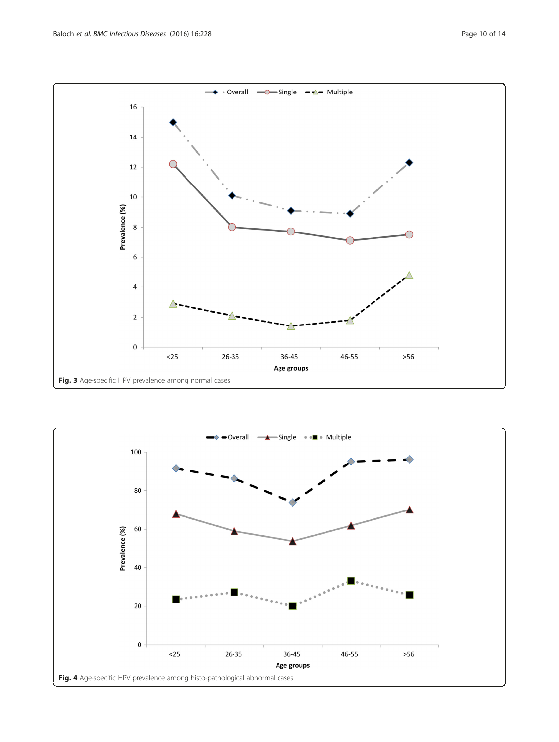Fig. 3 Age-specific HPV prevalence among normal cases

Fig. 4 Age-specific HPV prevalence among histo-pathological abnormal cases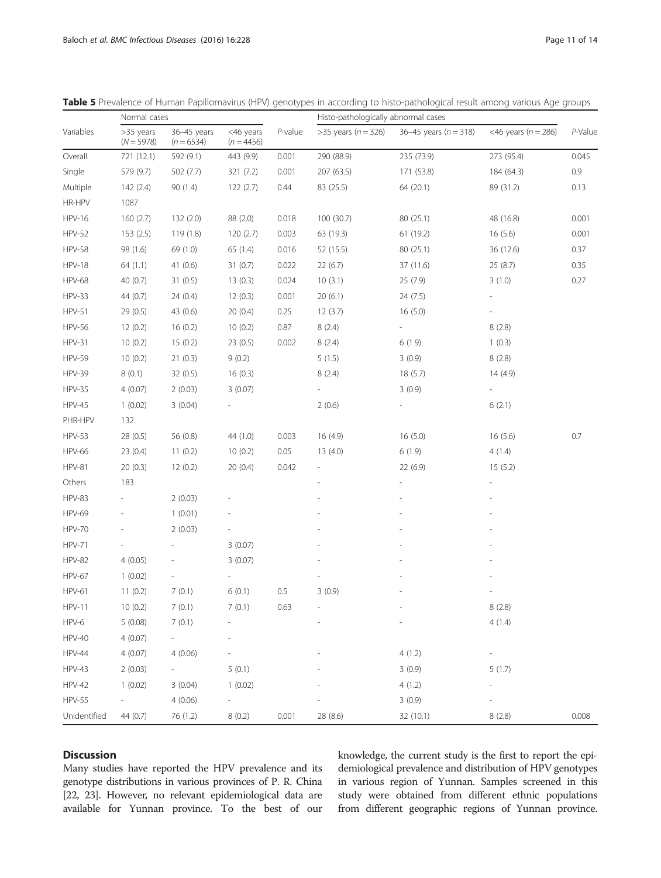**Table 5** Prevalence of Human Papillomavirus (HPV) genotypes in according to histo-pathological result among various Age groups

| Variables | Normal cases | | | | Histo-pathologically abnormal cases | | | |
|---|---|---|---|---|---|---|---|---|
| | >35 years ($N$ = 5978) | 36–45 years ($n$ = 6534) | <46 years ($n$ = 4456) | $P$-value | >35 years ($n$ = 326) | 36–45 years ($n$ = 318) | <46 years ($n$ = 286) | $P$-Value |
| Overall | 721 (12.1) | 592 (9.1) | 443 (9.9) | 0.001 | 290 (88.9) | 235 (73.9) | 273 (95.4) | 0.045 |
| Single | 579 (9.7) | 502 (7.7) | 321 (7.2) | 0.001 | 207 (63.5) | 171 (53.8) | 184 (64.3) | 0.9 |
| Multiple | 142 (2.4) | 90 (1.4) | 122 (2.7) | 0.44 | 83 (25.5) | 64 (20.1) | 89 (31.2) | 0.13 |
| HR-HPV | 1087 | | | | | | | |
| HPV-16 | 160 (2.7) | 132 (2.0) | 88 (2.0) | 0.018 | 100 (30.7) | 80 (25.1) | 48 (16.8) | 0.001 |
| HPV-52 | 153 (2.5) | 119 (1.8) | 120 (2.7) | 0.003 | 63 (19.3) | 61 (19.2) | 16 (5.6) | 0.001 |
| HPV-58 | 98 (1.6) | 69 (1.0) | 65 (1.4) | 0.016 | 52 (15.5) | 80 (25.1) | 36 (12.6) | 0.37 |
| HPV-18 | 64 (1.1) | 41 (0.6) | 31 (0.7) | 0.022 | 22 (6.7) | 37 (11.6) | 25 (8.7) | 0.35 |
| HPV-68 | 40 (0.7) | 31 (0.5) | 13 (0.3) | 0.024 | 10 (3.1) | 25 (7.9) | 3 (1.0) | 0.27 |
| HPV-33 | 44 (0.7) | 24 (0.4) | 12 (0.3) | 0.001 | 20 (6.1) | 24 (7.5) | - | |
| HPV-51 | 29 (0.5) | 43 (0.6) | 20 (0.4) | 0.25 | 12 (3.7) | 16 (5.0) | - | |
| HPV-56 | 12 (0.2) | 16 (0.2) | 10 (0.2) | 0.87 | 8 (2.4) | - | 8 (2.8) | |
| HPV-31 | 10 (0.2) | 15 (0.2) | 23 (0.5) | 0.002 | 8 (2.4) | 6 (1.9) | 1 (0.3) | |
| HPV-59 | 10 (0.2) | 21 (0.3) | 9 (0.2) | | 5 (1.5) | 3 (0.9) | 8 (2.8) | |
| HPV-39 | 8 (0.1) | 32 (0.5) | 16 (0.3) | | 8 (2.4) | 18 (5.7) | 14 (4.9) | |
| HPV-35 | 4 (0.07) | 2 (0.03) | 3 (0.07) | | - | 3 (0.9) | - | |
| HPV-45 | 1 (0.02) | 3 (0.04) | - | | 2 (0.6) | - | 6 (2.1) | |
| PHR-HPV | 132 | | | | | | | |
| HPV-53 | 28 (0.5) | 56 (0.8) | 44 (1.0) | 0.003 | 16 (4.9) | 16 (5.0) | 16 (5.6) | 0.7 |
| HPV-66 | 23 (0.4) | 11 (0.2) | 10 (0.2) | 0.05 | 13 (4.0) | 6 (1.9) | 4 (1.4) | |
| HPV-81 | 20 (0.3) | 12 (0.2) | 20 (0.4) | 0.042 | - | 22 (6.9) | 15 (5.2) | |
| Others | 183 | | | | - | - | - | |
| HPV-83 | - | 2 (0.03) | - | | - | - | - | |
| HPV-69 | - | 1 (0.01) | - | | - | - | - | |
| HPV-70 | - | 2 (0.03) | - | | - | - | - | |
| HPV-71 | - | - | 3 (0.07) | | - | - | - | |
| HPV-82 | 4 (0.05) | - | 3 (0.07) | | - | - | - | |
| HPV-67 | 1 (0.02) | - | - | | - | - | - | |
| HPV-61 | 11 (0.2) | 7 (0.1) | 6 (0.1) | 0.5 | 3 (0.9) | - | - | |
| HPV-11 | 10 (0.2) | 7 (0.1) | 7 (0.1) | 0.63 | - | - | 8 (2.8) | |
| HPV-6 | 5 (0.08) | 7 (0.1) | - | | - | - | 4 (1.4) | |
| HPV-40 | 4 (0.07) | - | - | | | | | |
| HPV-44 | 4 (0.07) | 4 (0.06) | - | | - | 4 (1.2) | - | |
| HPV-43 | 2 (0.03) | - | 5 (0.1) | | - | 3 (0.9) | 5 (1.7) | |
| HPV-42 | 1 (0.02) | 3 (0.04) | 1 (0.02) | | - | 4 (1.2) | - | |
| HPV-55 | - | 4 (0.06) | - | | - | 3 (0.9) | - | |
| Unidentified | 44 (0.7) | 76 (1.2) | 8 (0.2) | 0.001 | 28 (8.6) | 32 (10.1) | 8 (2.8) | 0.008 |

## Discussion

Many studies have reported the HPV prevalence and its genotype distributions in various provinces of P. R. China [22, 23]. However, no relevant epidemiological data are available for Yunnan province. To the best of our knowledge, the current study is the first to report the epidemiological prevalence and distribution of HPV genotypes in various region of Yunnan. Samples screened in this study were obtained from different ethnic populations from different geographic regions of Yunnan province.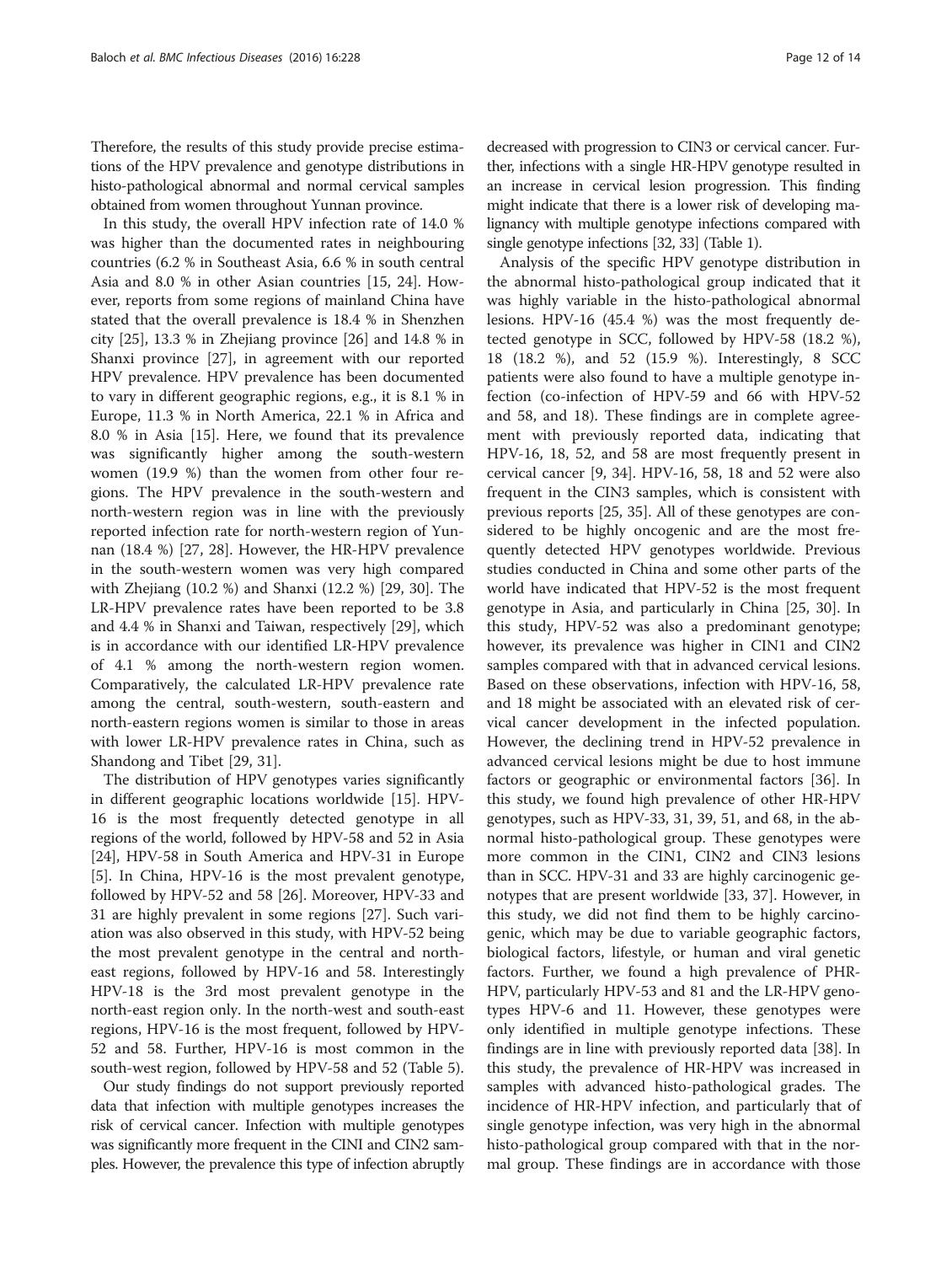Therefore, the results of this study provide precise estimations of the HPV prevalence and genotype distributions in histo-pathological abnormal and normal cervical samples obtained from women throughout Yunnan province.

In this study, the overall HPV infection rate of 14.0 % was higher than the documented rates in neighbouring countries (6.2 % in Southeast Asia, 6.6 % in south central Asia and 8.0 % in other Asian countries [15, 24]. However, reports from some regions of mainland China have stated that the overall prevalence is 18.4 % in Shenzhen city [25], 13.3 % in Zhejiang province [26] and 14.8 % in Shanxi province [27], in agreement with our reported HPV prevalence. HPV prevalence has been documented to vary in different geographic regions, e.g., it is 8.1 % in Europe, 11.3 % in North America, 22.1 % in Africa and 8.0 % in Asia [15]. Here, we found that its prevalence was significantly higher among the south-western women (19.9 %) than the women from other four regions. The HPV prevalence in the south-western and north-western region was in line with the previously reported infection rate for north-western region of Yunnan (18.4 %) [27, 28]. However, the HR-HPV prevalence in the south-western women was very high compared with Zhejiang (10.2 %) and Shanxi (12.2 %) [29, 30]. The LR-HPV prevalence rates have been reported to be 3.8 and 4.4 % in Shanxi and Taiwan, respectively [29], which is in accordance with our identified LR-HPV prevalence of 4.1 % among the north-western region women. Comparatively, the calculated LR-HPV prevalence rate among the central, south-western, south-eastern and north-eastern regions women is similar to those in areas with lower LR-HPV prevalence rates in China, such as Shandong and Tibet [29, 31].

The distribution of HPV genotypes varies significantly in different geographic locations worldwide [15]. HPV-16 is the most frequently detected genotype in all regions of the world, followed by HPV-58 and 52 in Asia [24], HPV-58 in South America and HPV-31 in Europe [5]. In China, HPV-16 is the most prevalent genotype, followed by HPV-52 and 58 [26]. Moreover, HPV-33 and 31 are highly prevalent in some regions [27]. Such variation was also observed in this study, with HPV-52 being the most prevalent genotype in the central and northeast regions, followed by HPV-16 and 58. Interestingly HPV-18 is the 3rd most prevalent genotype in the north-east region only. In the north-west and south-east regions, HPV-16 is the most frequent, followed by HPV-52 and 58. Further, HPV-16 is most common in the south-west region, followed by HPV-58 and 52 (Table 5).

Our study findings do not support previously reported data that infection with multiple genotypes increases the risk of cervical cancer. Infection with multiple genotypes was significantly more frequent in the CINI and CIN2 samples. However, the prevalence this type of infection abruptly decreased with progression to CIN3 or cervical cancer. Further, infections with a single HR-HPV genotype resulted in an increase in cervical lesion progression. This finding might indicate that there is a lower risk of developing malignancy with multiple genotype infections compared with single genotype infections [32, 33] (Table 1).

Analysis of the specific HPV genotype distribution in the abnormal histo-pathological group indicated that it was highly variable in the histo-pathological abnormal lesions. HPV-16 (45.4 %) was the most frequently detected genotype in SCC, followed by HPV-58 (18.2 %), 18 (18.2 %), and 52 (15.9 %). Interestingly, 8 SCC patients were also found to have a multiple genotype infection (co-infection of HPV-59 and 66 with HPV-52 and 58, and 18). These findings are in complete agreement with previously reported data, indicating that HPV-16, 18, 52, and 58 are most frequently present in cervical cancer [9, 34]. HPV-16, 58, 18 and 52 were also frequent in the CIN3 samples, which is consistent with previous reports [25, 35]. All of these genotypes are considered to be highly oncogenic and are the most frequently detected HPV genotypes worldwide. Previous studies conducted in China and some other parts of the world have indicated that HPV-52 is the most frequent genotype in Asia, and particularly in China [25, 30]. In this study, HPV-52 was also a predominant genotype; however, its prevalence was higher in CIN1 and CIN2 samples compared with that in advanced cervical lesions. Based on these observations, infection with HPV-16, 58, and 18 might be associated with an elevated risk of cervical cancer development in the infected population. However, the declining trend in HPV-52 prevalence in advanced cervical lesions might be due to host immune factors or geographic or environmental factors [36]. In this study, we found high prevalence of other HR-HPV genotypes, such as HPV-33, 31, 39, 51, and 68, in the abnormal histo-pathological group. These genotypes were more common in the CIN1, CIN2 and CIN3 lesions than in SCC. HPV-31 and 33 are highly carcinogenic genotypes that are present worldwide [33, 37]. However, in this study, we did not find them to be highly carcinogenic, which may be due to variable geographic factors, biological factors, lifestyle, or human and viral genetic factors. Further, we found a high prevalence of PHR-HPV, particularly HPV-53 and 81 and the LR-HPV genotypes HPV-6 and 11. However, these genotypes were only identified in multiple genotype infections. These findings are in line with previously reported data [38]. In this study, the prevalence of HR-HPV was increased in samples with advanced histo-pathological grades. The incidence of HR-HPV infection, and particularly that of single genotype infection, was very high in the abnormal histo-pathological group compared with that in the normal group. These findings are in accordance with those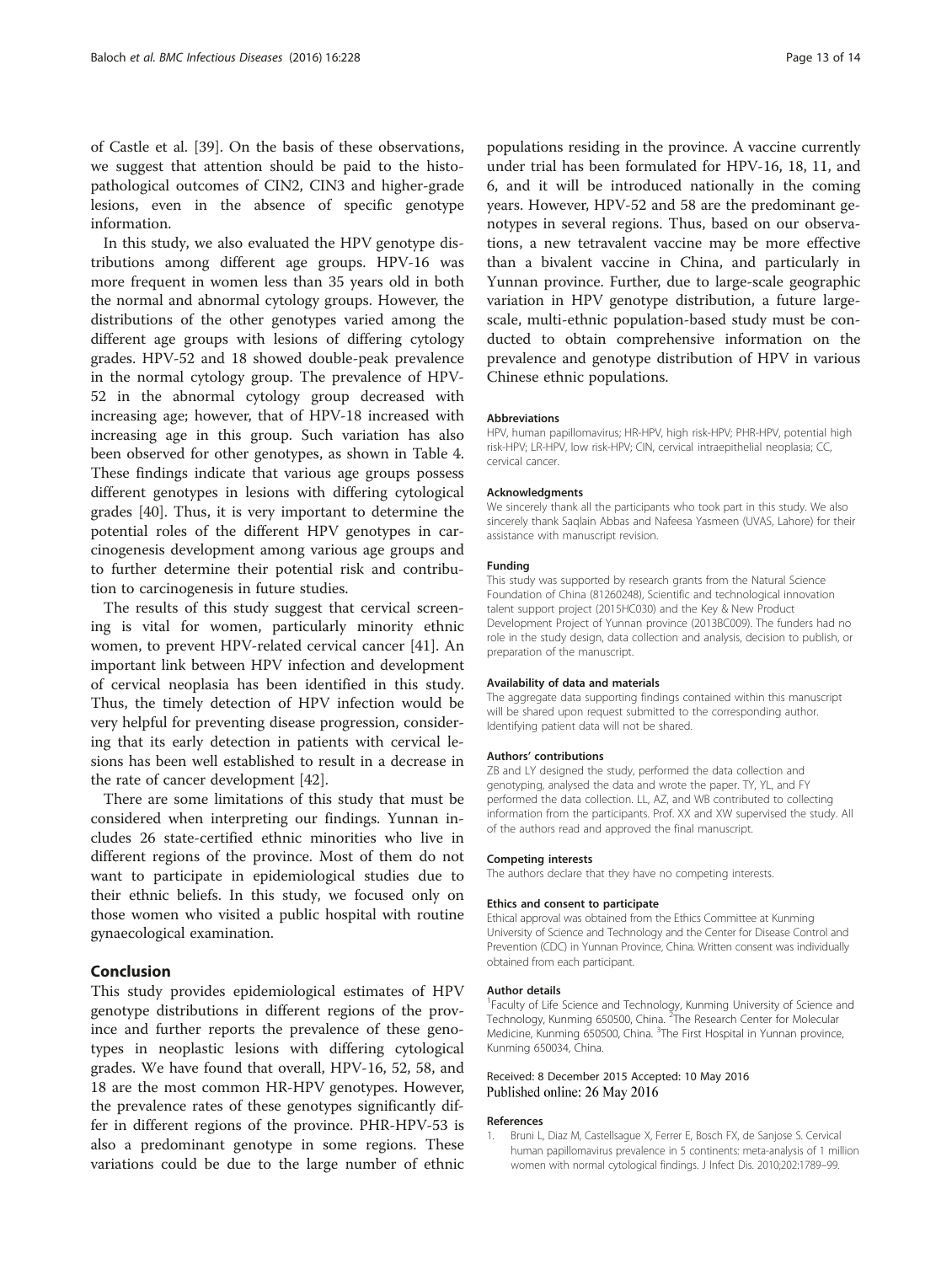of Castle et al. [39]. On the basis of these observations, we suggest that attention should be paid to the histopathological outcomes of CIN2, CIN3 and higher-grade lesions, even in the absence of specific genotype information.

In this study, we also evaluated the HPV genotype distributions among different age groups. HPV-16 was more frequent in women less than 35 years old in both the normal and abnormal cytology groups. However, the distributions of the other genotypes varied among the different age groups with lesions of differing cytology grades. HPV-52 and 18 showed double-peak prevalence in the normal cytology group. The prevalence of HPV-52 in the abnormal cytology group decreased with increasing age; however, that of HPV-18 increased with increasing age in this group. Such variation has also been observed for other genotypes, as shown in Table 4. These findings indicate that various age groups possess different genotypes in lesions with differing cytological grades [40]. Thus, it is very important to determine the potential roles of the different HPV genotypes in carcinogenesis development among various age groups and to further determine their potential risk and contribution to carcinogenesis in future studies.

The results of this study suggest that cervical screening is vital for women, particularly minority ethnic women, to prevent HPV-related cervical cancer [41]. An important link between HPV infection and development of cervical neoplasia has been identified in this study. Thus, the timely detection of HPV infection would be very helpful for preventing disease progression, considering that its early detection in patients with cervical lesions has been well established to result in a decrease in the rate of cancer development [42].

There are some limitations of this study that must be considered when interpreting our findings. Yunnan includes 26 state-certified ethnic minorities who live in different regions of the province. Most of them do not want to participate in epidemiological studies due to their ethnic beliefs. In this study, we focused only on those women who visited a public hospital with routine gynaecological examination.

## Conclusion

This study provides epidemiological estimates of HPV genotype distributions in different regions of the province and further reports the prevalence of these genotypes in neoplastic lesions with differing cytological grades. We have found that overall, HPV-16, 52, 58, and 18 are the most common HR-HPV genotypes. However, the prevalence rates of these genotypes significantly differ in different regions of the province. PHR-HPV-53 is also a predominant genotype in some regions. These variations could be due to the large number of ethnic populations residing in the province. A vaccine currently under trial has been formulated for HPV-16, 18, 11, and 6, and it will be introduced nationally in the coming years. However, HPV-52 and 58 are the predominant genotypes in several regions. Thus, based on our observations, a new tetravalent vaccine may be more effective than a bivalent vaccine in China, and particularly in Yunnan province. Further, due to large-scale geographic variation in HPV genotype distribution, a future large-scale, multi-ethnic population-based study must be conducted to obtain comprehensive information on the prevalence and genotype distribution of HPV in various Chinese ethnic populations.

#### Abbreviations

HPV, human papillomavirus; HR-HPV, high risk-HPV; PHR-HPV, potential high risk-HPV; LR-HPV, low risk-HPV; CIN, cervical intraepithelial neoplasia; CC, cervical cancer.

#### Acknowledgments

We sincerely thank all the participants who took part in this study. We also sincerely thank Saqlain Abbas and Nafeesa Yasmeen (UVAS, Lahore) for their assistance with manuscript revision.

#### Funding

This study was supported by research grants from the Natural Science Foundation of China (81260248), Scientific and technological innovation talent support project (2015HC030) and the Key & New Product Development Project of Yunnan province (2013BC009). The funders had no role in the study design, data collection and analysis, decision to publish, or preparation of the manuscript.

#### Availability of data and materials

The aggregate data supporting findings contained within this manuscript will be shared upon request submitted to the corresponding author. Identifying patient data will not be shared.

#### Authors' contributions

ZB and LY designed the study, performed the data collection and genotyping, analysed the data and wrote the paper. TY, YL, and FY performed the data collection. LL, AZ, and WB contributed to collecting information from the participants. Prof. XX and XW supervised the study. All of the authors read and approved the final manuscript.

#### Competing interests

The authors declare that they have no competing interests.

#### Ethics and consent to participate

Ethical approval was obtained from the Ethics Committee at Kunming University of Science and Technology and the Center for Disease Control and Prevention (CDC) in Yunnan Province, China. Written consent was individually obtained from each participant.

#### Author details

[1]Faculty of Life Science and Technology, Kunming University of Science and Technology, Kunming 650500, China. [2]The Research Center for Molecular Medicine, Kunming 650500, China. [3]The First Hospital in Yunnan province, Kunming 650034, China.

Received: 8 December 2015 Accepted: 10 May 2016
Published online: 26 May 2016

#### References

1. Bruni L, Diaz M, Castellsague X, Ferrer E, Bosch FX, de Sanjose S. Cervical human papillomavirus prevalence in 5 continents: meta-analysis of 1 million women with normal cytological findings. J Infect Dis. 2010;202:1789–99.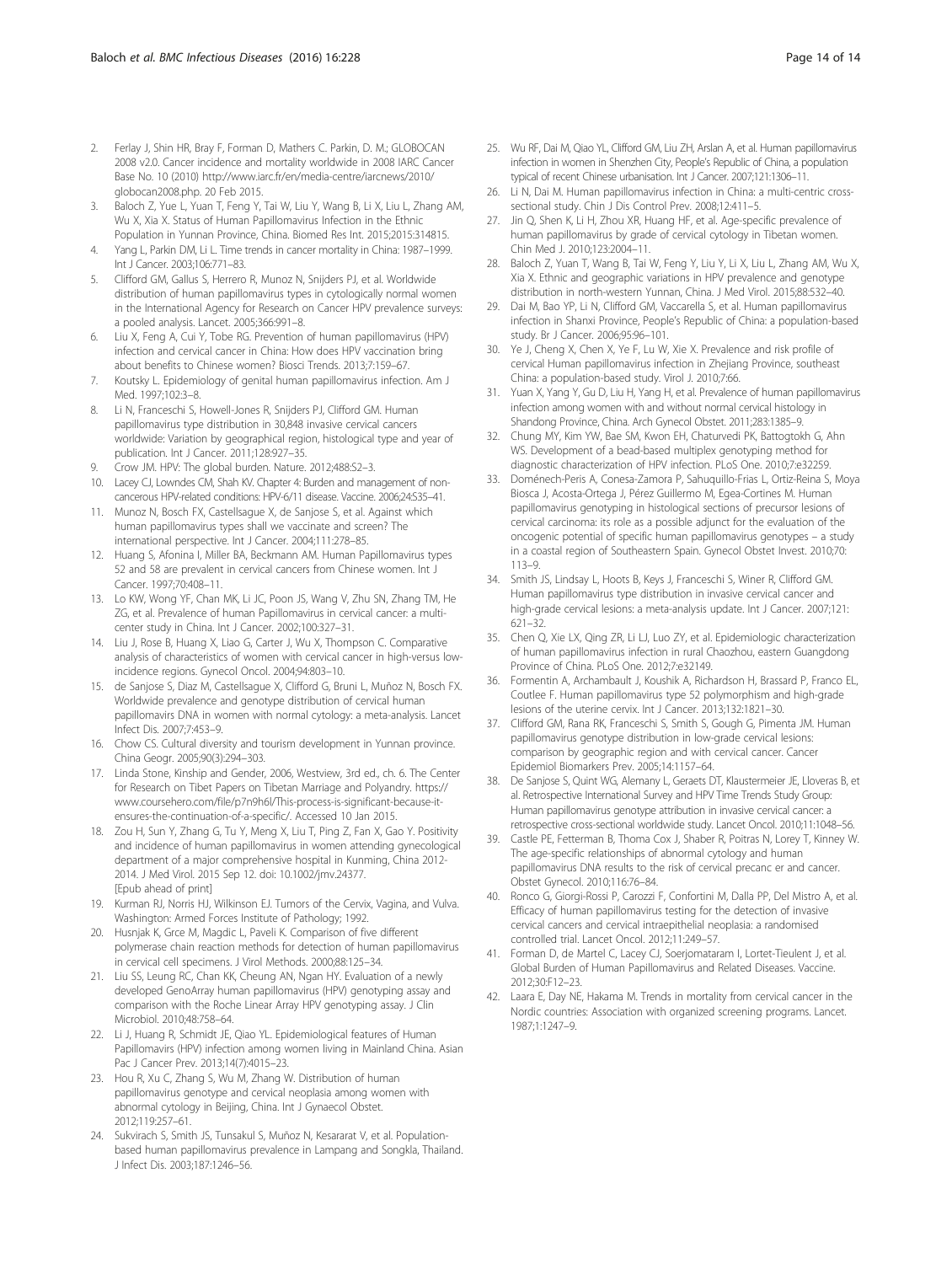2. Ferlay J, Shin HR, Bray F, Forman D, Mathers C. Parkin, D. M.; GLOBOCAN 2008 v2.0. Cancer incidence and mortality worldwide in 2008 IARC Cancer Base No. 10 (2010) http://www.iarc.fr/en/media-centre/iarcnews/2010/globocan2008.php. 20 Feb 2015.
3. Baloch Z, Yue L, Yuan T, Feng Y, Tai W, Liu Y, Wang B, Li X, Liu L, Zhang AM, Wu X, Xia X. Status of Human Papillomavirus Infection in the Ethnic Population in Yunnan Province, China. Biomed Res Int. 2015;2015:314815.
4. Yang L, Parkin DM, Li L. Time trends in cancer mortality in China: 1987–1999. Int J Cancer. 2003;106:771–83.
5. Clifford GM, Gallus S, Herrero R, Munoz N, Snijders PJ, et al. Worldwide distribution of human papillomavirus types in cytologically normal women in the International Agency for Research on Cancer HPV prevalence surveys: a pooled analysis. Lancet. 2005;366:991–8.
6. Liu X, Feng A, Cui Y, Tobe RG. Prevention of human papillomavirus (HPV) infection and cervical cancer in China: How does HPV vaccination bring about benefits to Chinese women? Biosci Trends. 2013;7:159–67.
7. Koutsky L. Epidemiology of genital human papillomavirus infection. Am J Med. 1997;102:3–8.
8. Li N, Franceschi S, Howell-Jones R, Snijders PJ, Clifford GM. Human papillomavirus type distribution in 30,848 invasive cervical cancers worldwide: Variation by geographical region, histological type and year of publication. Int J Cancer. 2011;128:927–35.
9. Crow JM. HPV: The global burden. Nature. 2012;488:S2–3.
10. Lacey CJ, Lowndes CM, Shah KV. Chapter 4: Burden and management of non-cancerous HPV-related conditions: HPV-6/11 disease. Vaccine. 2006;24:S35–41.
11. Munoz N, Bosch FX, Castellsague X, de Sanjose S, et al. Against which human papillomavirus types shall we vaccinate and screen? The international perspective. Int J Cancer. 2004;111:278–85.
12. Huang S, Afonina I, Miller BA, Beckmann AM. Human Papillomavirus types 52 and 58 are prevalent in cervical cancers from Chinese women. Int J Cancer. 1997;70:408–11.
13. Lo KW, Wong YF, Chan MK, Li JC, Poon JS, Wang V, Zhu SN, Zhang TM, He ZG, et al. Prevalence of human Papillomavirus in cervical cancer: a multicenter study in China. Int J Cancer. 2002;100:327–31.
14. Liu J, Rose B, Huang X, Liao G, Carter J, Wu X, Thompson C. Comparative analysis of characteristics of women with cervical cancer in high-versus low-incidence regions. Gynecol Oncol. 2004;94:803–10.
15. de Sanjose S, Diaz M, Castellsague X, Clifford G, Bruni L, Muñoz N, Bosch FX. Worldwide prevalence and genotype distribution of cervical human papillomavirs DNA in women with normal cytology: a meta-analysis. Lancet Infect Dis. 2007;7:453–9.
16. Chow CS. Cultural diversity and tourism development in Yunnan province. China Geogr. 2005;90(3):294–303.
17. Linda Stone, Kinship and Gender, 2006, Westview, 3rd ed., ch. 6. The Center for Research on Tibet Papers on Tibetan Marriage and Polyandry. https://www.coursehero.com/file/p7n9h6l/This-process-is-significant-because-it-ensures-the-continuation-of-a-specific/. Accessed 10 Jan 2015.
18. Zou H, Sun Y, Zhang G, Tu Y, Meng X, Liu T, Ping Z, Fan X, Gao Y. Positivity and incidence of human papillomavirus in women attending gynecological department of a major comprehensive hospital in Kunming, China 2012-2014. J Med Virol. 2015 Sep 12. doi: 10.1002/jmv.24377. [Epub ahead of print]
19. Kurman RJ, Norris HJ, Wilkinson EJ. Tumors of the Cervix, Vagina, and Vulva. Washington: Armed Forces Institute of Pathology; 1992.
20. Husnjak K, Grce M, Magdic L, Paveli K. Comparison of five different polymerase chain reaction methods for detection of human papillomavirus in cervical cell specimens. J Virol Methods. 2000;88:125–34.
21. Liu SS, Leung RC, Chan KK, Cheung AN, Ngan HY. Evaluation of a newly developed GenoArray human papillomavirus (HPV) genotyping assay and comparison with the Roche Linear Array HPV genotyping assay. J Clin Microbiol. 2010;48:758–64.
22. Li J, Huang R, Schmidt JE, Qiao YL. Epidemiological features of Human Papillomavirus (HPV) infection among women living in Mainland China. Asian Pac J Cancer Prev. 2013;14(7):4015–23.
23. Hou R, Xu C, Zhang S, Wu M, Zhang W. Distribution of human papillomavirus genotype and cervical neoplasia among women with abnormal cytology in Beijing, China. Int J Gynaecol Obstet. 2012;119:257–61.
24. Sukvirach S, Smith JS, Tunsakul S, Muñoz N, Kesararat V, et al. Population-based human papillomavirus prevalence in Lampang and Songkla, Thailand. J Infect Dis. 2003;187:1246–56.
25. Wu RF, Dai M, Qiao YL, Clifford GM, Liu ZH, Arslan A, et al. Human papillomavirus infection in women in Shenzhen City, People's Republic of China, a population typical of recent Chinese urbanisation. Int J Cancer. 2007;121:1306–11.
26. Li N, Dai M. Human papillomavirus infection in China: a multi-centric cross-sectional study. Chin J Dis Control Prev. 2008;12:411–5.
27. Jin Q, Shen K, Li H, Zhou XR, Huang HF, et al. Age-specific prevalence of human papillomavirus by grade of cervical cytology in Tibetan women. Chin Med J. 2010;123:2004–11.
28. Baloch Z, Yuan T, Wang B, Tai W, Feng Y, Liu Y, Li X, Liu L, Zhang AM, Wu X, Xia X. Ethnic and geographic variations in HPV prevalence and genotype distribution in north-western Yunnan, China. J Med Virol. 2015;88:532–40.
29. Dai M, Bao YP, Li N, Clifford GM, Vaccarella S, et al. Human papillomavirus infection in Shanxi Province, People's Republic of China: a population-based study. Br J Cancer. 2006;95:96–101.
30. Ye J, Cheng X, Chen X, Ye F, Lu W, Xie X. Prevalence and risk profile of cervical Human papillomavirus infection in Zhejiang Province, southeast China: a population-based study. Virol J. 2010;7:66.
31. Yuan X, Yang Y, Gu D, Liu H, Yang H, et al. Prevalence of human papillomavirus infection among women with and without normal cervical histology in Shandong Province, China. Arch Gynecol Obstet. 2011;283:1385–9.
32. Chung MY, Kim YW, Bae SM, Kwon EH, Chaturvedi PK, Battogtokh G, Ahn WS. Development of a bead-based multiplex genotyping method for diagnostic characterization of HPV infection. PLoS One. 2012;7:e32259.
33. Doménech-Peris A, Conesa-Zamora P, Sahuquillo-Frias L, Ortiz-Reina S, Moya Biosca J, Acosta-Ortega J, Pérez Guillermo M, Egea-Cortines M. Human papillomavirus genotyping in histological sections of precursor lesions of cervical carcinoma: its role as a possible adjunct for the evaluation of the oncogenic potential of specific human papillomavirus genotypes – a study in a coastal region of Southeastern Spain. Gynecol Obstet Invest. 2010;70:113–9.
34. Smith JS, Lindsay L, Hoots B, Keys J, Franceschi S, Winer R, Clifford GM. Human papillomavirus type distribution in invasive cervical cancer and high-grade cervical lesions: a meta-analysis update. Int J Cancer. 2007;121:621–32.
35. Chen Q, Xie LX, Qing ZR, Li LJ, Luo ZY, et al. Epidemiologic characterization of human papillomavirus infection in rural Chaozhou, eastern Guangdong Province of China. PLoS One. 2012;7:e32149.
36. Formentin A, Archambault J, Koushik A, Richardson H, Brassard P, Franco EL, Coutlee F. Human papillomavirus type 52 polymorphism and high-grade lesions of the uterine cervix. Int J Cancer. 2013;132:1821–30.
37. Clifford GM, Rana RK, Franceschi S, Smith S, Gough G, Pimenta JM. Human papillomavirus genotype distribution in low-grade cervical lesions: comparison by geographic region and with cervical cancer. Cancer Epidemiol Biomarkers Prev. 2005;14:1157–64.
38. De Sanjose S, Quint WG, Alemany L, Geraets DT, Klaustermeier JE, Lloveras B, et al. Retrospective International Survey and HPV Time Trends Study Group: Human papillomavirus genotype attribution in invasive cervical cancer: a retrospective cross-sectional worldwide study. Lancet Oncol. 2010;11:1048–56.
39. Castle PE, Fetterman B, Thoma Cox J, Shaber R, Poitras N, Lorey T, Kinney W. The age-specific relationships of abnormal cytology and human papillomavirus DNA results to the risk of cervical precanc er and cancer. Obstet Gynecol. 2010;116:76–84.
40. Ronco G, Giorgi-Rossi P, Carozzi F, Confortini M, Dalla PP, Del Mistro A, et al. Efficacy of human papillomavirus testing for the detection of invasive cervical cancers and cervical intraepithelial neoplasia: a randomised controlled trial. Lancet Oncol. 2012;11:249–57.
41. Forman D, de Martel C, Lacey CJ, Soerjomataram I, Lortet-Tieulent J, et al. Global Burden of Human Papillomavirus and Related Diseases. Vaccine. 2012;30:F12–23.
42. Laara E, Day NE, Hakama M. Trends in mortality from cervical cancer in the Nordic countries: Association with organized screening programs. Lancet. 1987;1:1247–9.